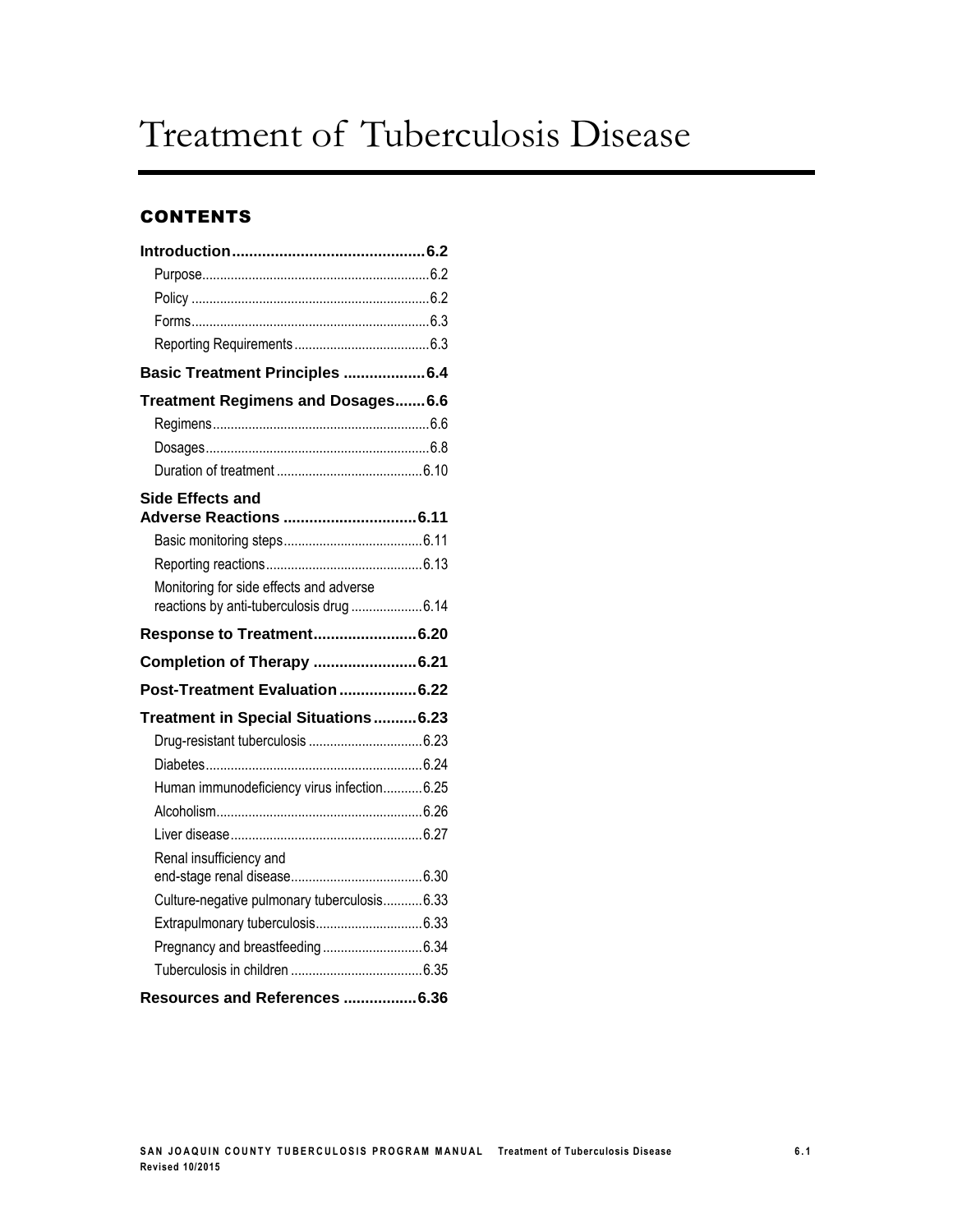# Treatment of Tuberculosis Disease

## CONTENTS

**Introduction 6.2**

- Purpose 6.2
- Policy 6.2
- Forms 6.3
- Reporting Requirements 6.3

**Basic Treatment Principles 6.4**

**Treatment Regimens and Dosages 6.6**

- Regimens 6.6
- Dosages 6.8
- Duration of treatment 6.10

**Side Effects and Adverse Reactions 6.11**

- Basic monitoring steps 6.11
- Reporting reactions 6.13
- Monitoring for side effects and adverse reactions by anti-tuberculosis drug 6.14

**Response to Treatment 6.20**

**Completion of Therapy 6.21**

**Post-Treatment Evaluation 6.22**

**Treatment in Special Situations 6.23**

- Drug-resistant tuberculosis 6.23
- Diabetes 6.24
- Human immunodeficiency virus infection 6.25
- Alcoholism 6.26
- Liver disease 6.27
- Renal insufficiency and end-stage renal disease 6.30
- Culture-negative pulmonary tuberculosis 6.33
- Extrapulmonary tuberculosis 6.33
- Pregnancy and breastfeeding 6.34
- Tuberculosis in children 6.35

**Resources and References 6.36**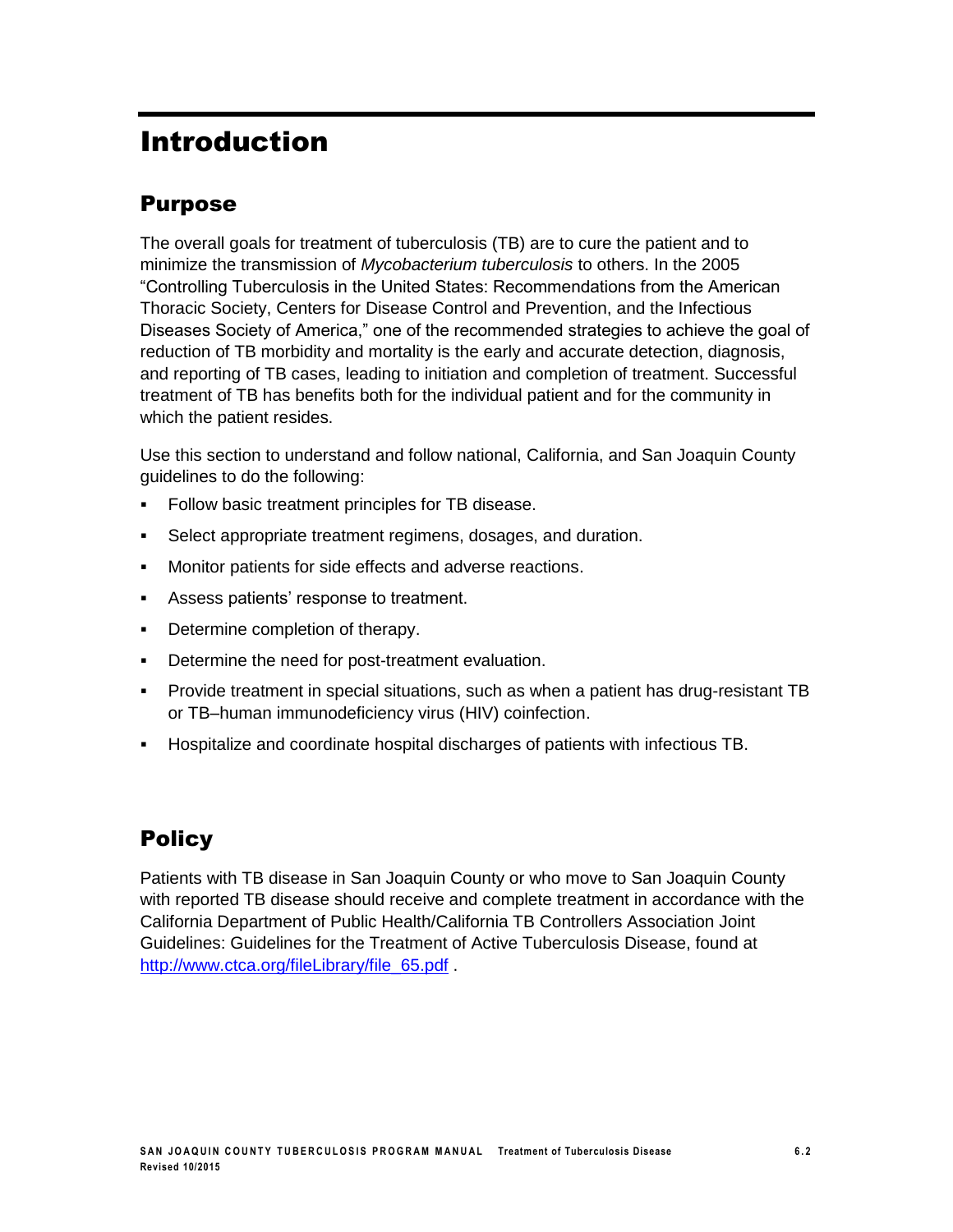# Introduction

## Purpose

The overall goals for treatment of tuberculosis (TB) are to cure the patient and to minimize the transmission of *Mycobacterium tuberculosis* to others. In the 2005 "Controlling Tuberculosis in the United States: Recommendations from the American Thoracic Society, Centers for Disease Control and Prevention, and the Infectious Diseases Society of America," one of the recommended strategies to achieve the goal of reduction of TB morbidity and mortality is the early and accurate detection, diagnosis, and reporting of TB cases, leading to initiation and completion of treatment. Successful treatment of TB has benefits both for the individual patient and for the community in which the patient resides.

Use this section to understand and follow national, California, and San Joaquin County guidelines to do the following:

- Follow basic treatment principles for TB disease.
- Select appropriate treatment regimens, dosages, and duration.
- Monitor patients for side effects and adverse reactions.
- Assess patients' response to treatment.
- Determine completion of therapy.
- Determine the need for post-treatment evaluation.
- Provide treatment in special situations, such as when a patient has drug-resistant TB or TB–human immunodeficiency virus (HIV) coinfection.
- Hospitalize and coordinate hospital discharges of patients with infectious TB.

## Policy

Patients with TB disease in San Joaquin County or who move to San Joaquin County with reported TB disease should receive and complete treatment in accordance with the California Department of Public Health/California TB Controllers Association Joint Guidelines: Guidelines for the Treatment of Active Tuberculosis Disease, found at [http://www.ctca.org/fileLibrary/file_65.pdf](http://www.ctca.org/fileLibrary/file_65.pdf) .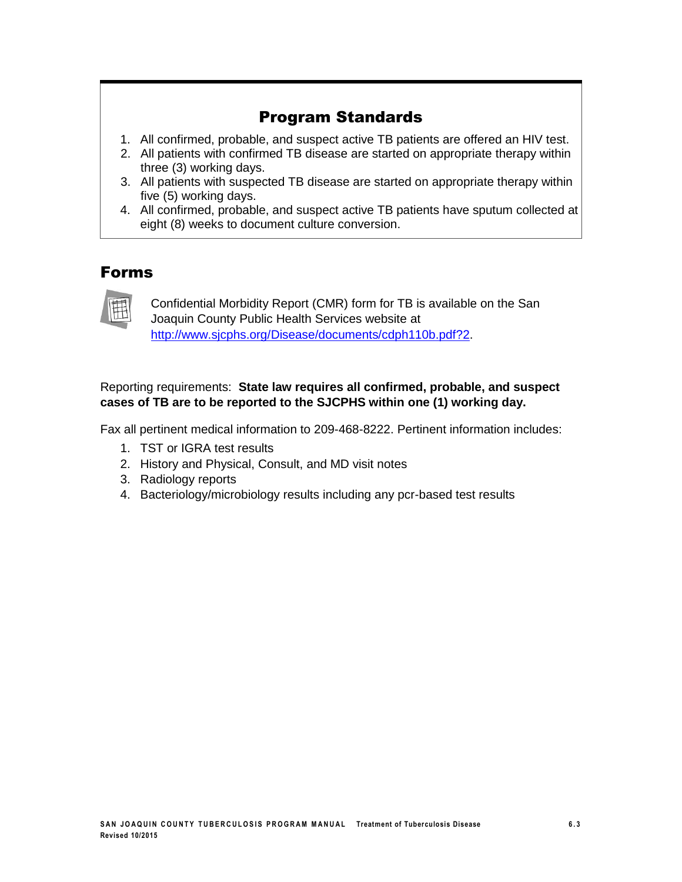## Program Standards

1. All confirmed, probable, and suspect active TB patients are offered an HIV test.
2. All patients with confirmed TB disease are started on appropriate therapy within three (3) working days.
3. All patients with suspected TB disease are started on appropriate therapy within five (5) working days.
4. All confirmed, probable, and suspect active TB patients have sputum collected at eight (8) weeks to document culture conversion.

## Forms

Confidential Morbidity Report (CMR) form for TB is available on the San Joaquin County Public Health Services website at http://www.sjcphs.org/Disease/documents/cdph110b.pdf?2.

Reporting requirements: **State law requires all confirmed, probable, and suspect cases of TB are to be reported to the SJCPHS within one (1) working day.**

Fax all pertinent medical information to 209-468-8222. Pertinent information includes:

1. TST or IGRA test results
2. History and Physical, Consult, and MD visit notes
3. Radiology reports
4. Bacteriology/microbiology results including any pcr-based test results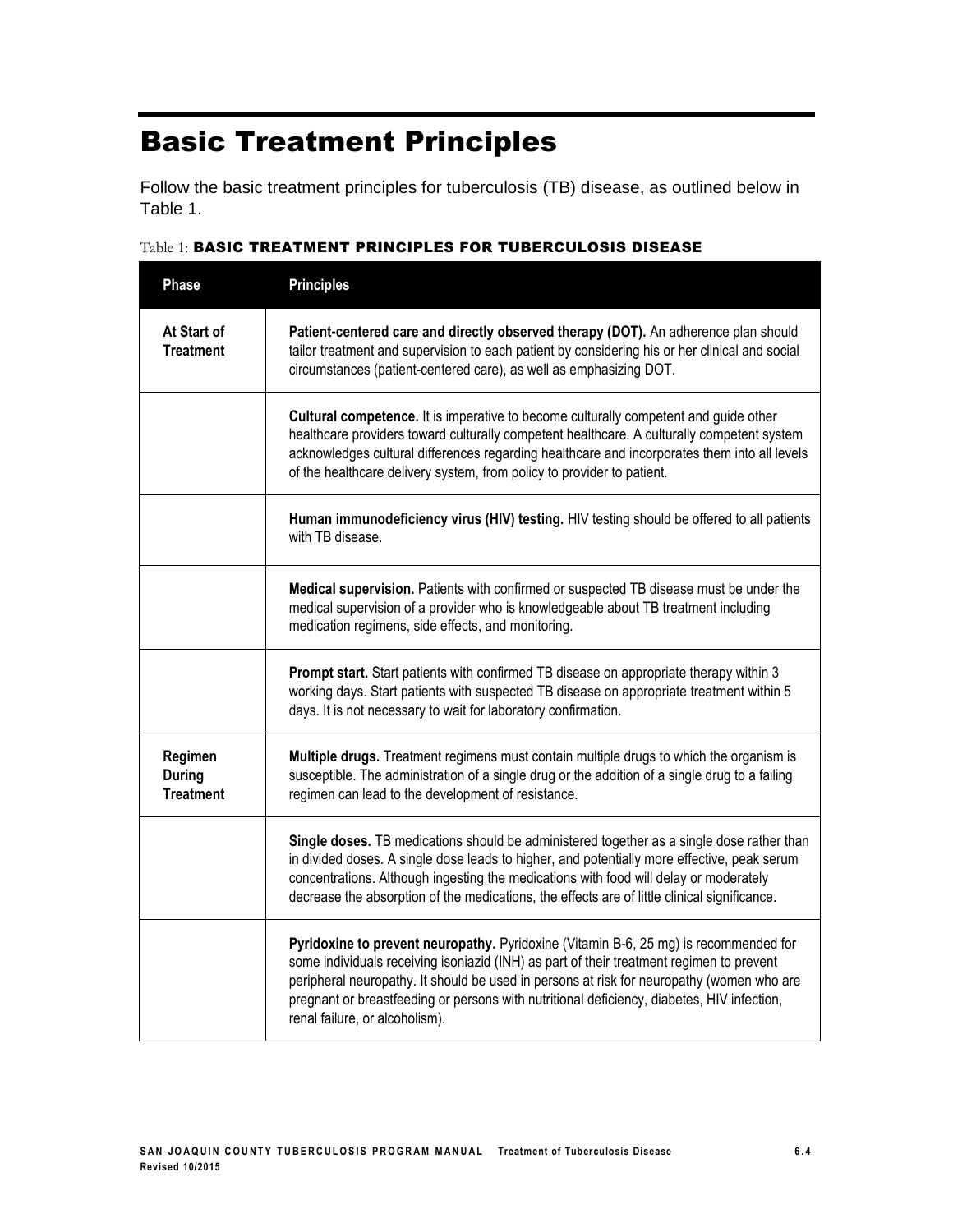# Basic Treatment Principles

Follow the basic treatment principles for tuberculosis (TB) disease, as outlined below in Table 1.

Table 1: **BASIC TREATMENT PRINCIPLES FOR TUBERCULOSIS DISEASE**

| Phase | Principles |
|---|---|
| **At Start of Treatment** | **Patient-centered care and directly observed therapy (DOT).** An adherence plan should tailor treatment and supervision to each patient by considering his or her clinical and social circumstances (patient-centered care), as well as emphasizing DOT. |
| | **Cultural competence.** It is imperative to become culturally competent and guide other healthcare providers toward culturally competent healthcare. A culturally competent system acknowledges cultural differences regarding healthcare and incorporates them into all levels of the healthcare delivery system, from policy to provider to patient. |
| | **Human immunodeficiency virus (HIV) testing.** HIV testing should be offered to all patients with TB disease. |
| | **Medical supervision.** Patients with confirmed or suspected TB disease must be under the medical supervision of a provider who is knowledgeable about TB treatment including medication regimens, side effects, and monitoring. |
| | **Prompt start.** Start patients with confirmed TB disease on appropriate therapy within 3 working days. Start patients with suspected TB disease on appropriate treatment within 5 days. It is not necessary to wait for laboratory confirmation. |
| **Regimen During Treatment** | **Multiple drugs.** Treatment regimens must contain multiple drugs to which the organism is susceptible. The administration of a single drug or the addition of a single drug to a failing regimen can lead to the development of resistance. |
| | **Single doses.** TB medications should be administered together as a single dose rather than in divided doses. A single dose leads to higher, and potentially more effective, peak serum concentrations. Although ingesting the medications with food will delay or moderately decrease the absorption of the medications, the effects are of little clinical significance. |
| | **Pyridoxine to prevent neuropathy.** Pyridoxine (Vitamin B-6, 25 mg) is recommended for some individuals receiving isoniazid (INH) as part of their treatment regimen to prevent peripheral neuropathy. It should be used in persons at risk for neuropathy (women who are pregnant or breastfeeding or persons with nutritional deficiency, diabetes, HIV infection, renal failure, or alcoholism). |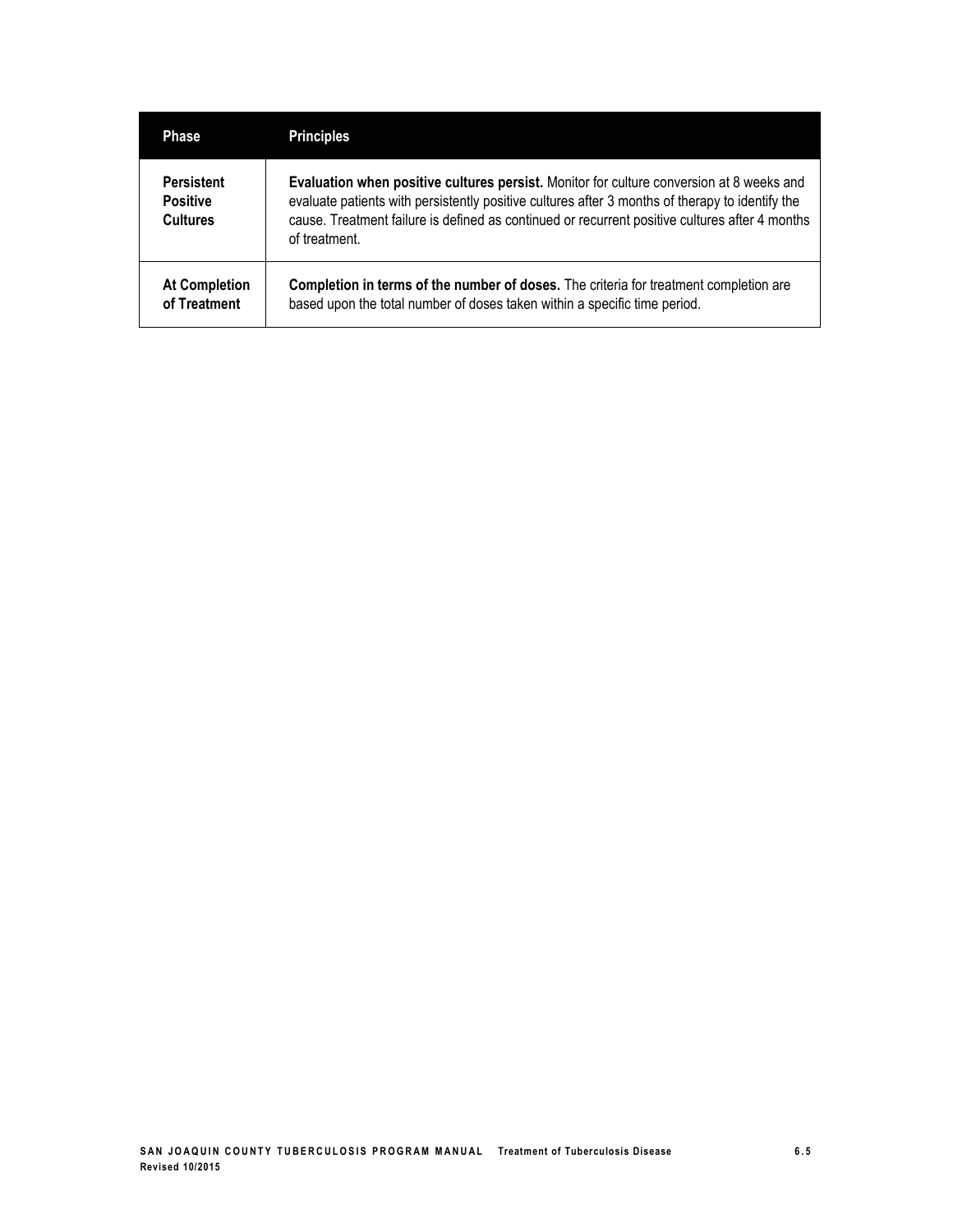| Phase | Principles |
| --- | --- |
| **Persistent Positive Cultures** | **Evaluation when positive cultures persist.** Monitor for culture conversion at 8 weeks and evaluate patients with persistently positive cultures after 3 months of therapy to identify the cause. Treatment failure is defined as continued or recurrent positive cultures after 4 months of treatment. |
| **At Completion of Treatment** | **Completion in terms of the number of doses.** The criteria for treatment completion are based upon the total number of doses taken within a specific time period. |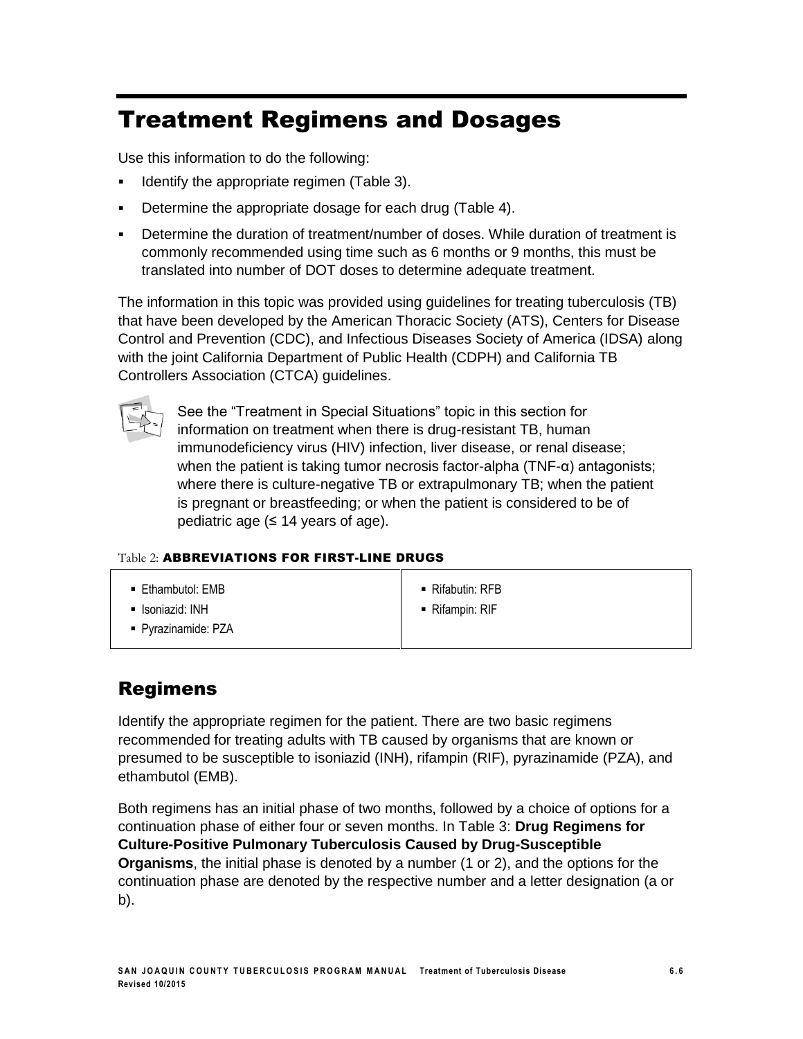# Treatment Regimens and Dosages

Use this information to do the following:

- Identify the appropriate regimen (Table 3).
- Determine the appropriate dosage for each drug (Table 4).
- Determine the duration of treatment/number of doses. While duration of treatment is commonly recommended using time such as 6 months or 9 months, this must be translated into number of DOT doses to determine adequate treatment.

The information in this topic was provided using guidelines for treating tuberculosis (TB) that have been developed by the American Thoracic Society (ATS), Centers for Disease Control and Prevention (CDC), and Infectious Diseases Society of America (IDSA) along with the joint California Department of Public Health (CDPH) and California TB Controllers Association (CTCA) guidelines.

See the "Treatment in Special Situations" topic in this section for information on treatment when there is drug-resistant TB, human immunodeficiency virus (HIV) infection, liver disease, or renal disease; when the patient is taking tumor necrosis factor-alpha (TNF-α) antagonists; where there is culture-negative TB or extrapulmonary TB; when the patient is pregnant or breastfeeding; or when the patient is considered to be of pediatric age (≤ 14 years of age).

Table 2: **ABBREVIATIONS FOR FIRST-LINE DRUGS**

| | |
|---|---|
| ▪ Ethambutol: EMB<br>▪ Isoniazid: INH<br>▪ Pyrazinamide: PZA | ▪ Rifabutin: RFB<br>▪ Rifampin: RIF |

## Regimens

Identify the appropriate regimen for the patient. There are two basic regimens recommended for treating adults with TB caused by organisms that are known or presumed to be susceptible to isoniazid (INH), rifampin (RIF), pyrazinamide (PZA), and ethambutol (EMB).

Both regimens has an initial phase of two months, followed by a choice of options for a continuation phase of either four or seven months. In Table 3: **Drug Regimens for Culture-Positive Pulmonary Tuberculosis Caused by Drug-Susceptible Organisms**, the initial phase is denoted by a number (1 or 2), and the options for the continuation phase are denoted by the respective number and a letter designation (a or b).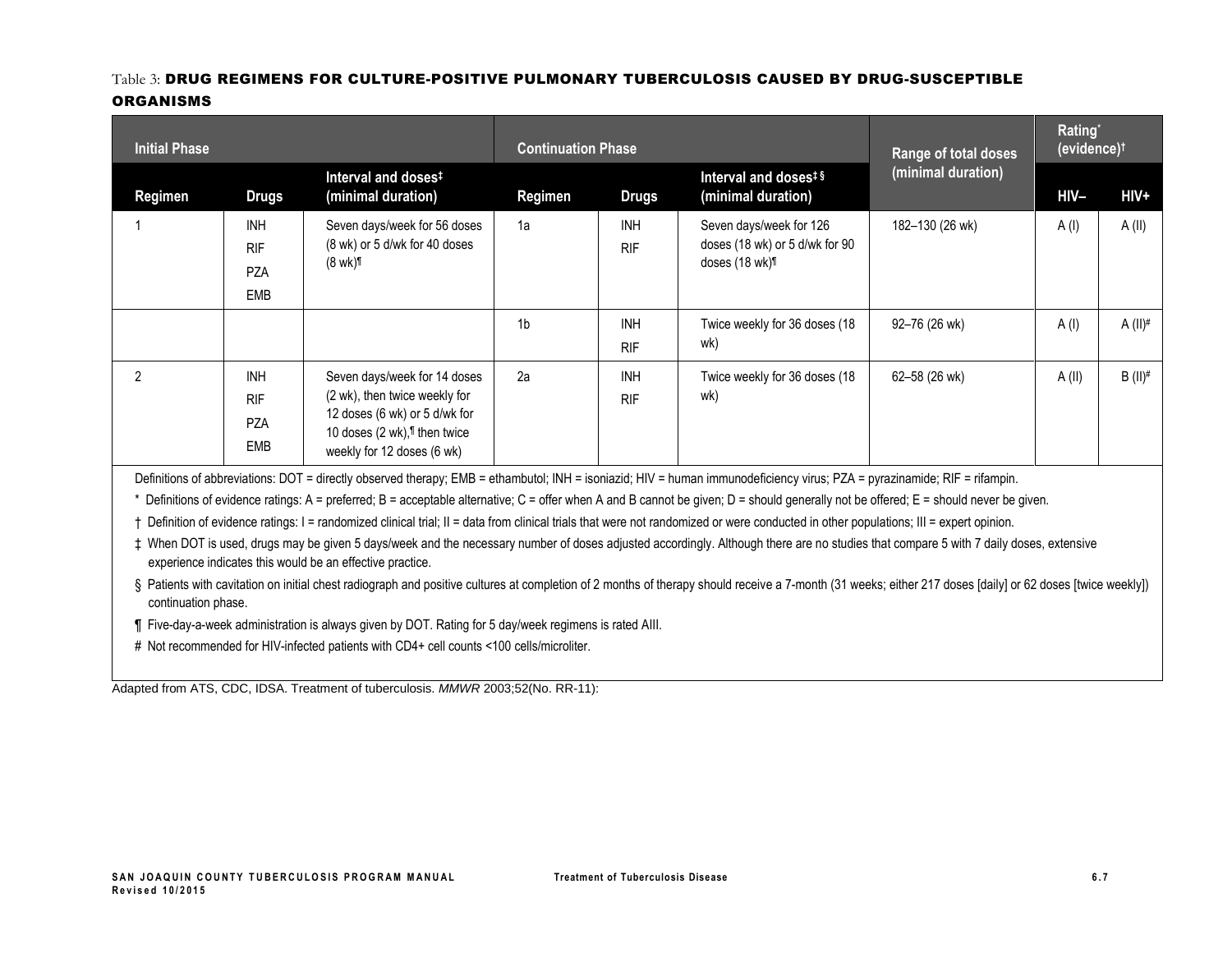Table 3: **DRUG REGIMENS FOR CULTURE-POSITIVE PULMONARY TUBERCULOSIS CAUSED BY DRUG-SUSCEPTIBLE ORGANISMS**

| Initial Phase | | | Continuation Phase | | | Range of total doses (minimal duration) | Rating* (evidence)† | |
|---|---|---|---|---|---|---|---|---|
| Regimen | Drugs | Interval and doses‡ (minimal duration) | Regimen | Drugs | Interval and doses‡ § (minimal duration) | | HIV– | HIV+ |
| 1 | INH<br>RIF<br>PZA<br>EMB | Seven days/week for 56 doses (8 wk) or 5 d/wk for 40 doses (8 wk)¶ | 1a | INH<br>RIF | Seven days/week for 126 doses (18 wk) or 5 d/wk for 90 doses (18 wk)¶ | 182–130 (26 wk) | A (I) | A (II) |
| | | | 1b | INH<br>RIF | Twice weekly for 36 doses (18 wk) | 92–76 (26 wk) | A (I) | A (II)# |
| 2 | INH<br>RIF<br>PZA<br>EMB | Seven days/week for 14 doses (2 wk), then twice weekly for 12 doses (6 wk) or 5 d/wk for 10 doses (2 wk),¶ then twice weekly for 12 doses (6 wk) | 2a | INH<br>RIF | Twice weekly for 36 doses (18 wk) | 62–58 (26 wk) | A (II) | B (II)# |

Definitions of abbreviations: DOT = directly observed therapy; EMB = ethambutol; INH = isoniazid; HIV = human immunodeficiency virus; PZA = pyrazinamide; RIF = rifampin.

\* Definitions of evidence ratings: A = preferred; B = acceptable alternative; C = offer when A and B cannot be given; D = should generally not be offered; E = should never be given.

† Definition of evidence ratings: I = randomized clinical trial; II = data from clinical trials that were not randomized or were conducted in other populations; III = expert opinion.

‡ When DOT is used, drugs may be given 5 days/week and the necessary number of doses adjusted accordingly. Although there are no studies that compare 5 with 7 daily doses, extensive experience indicates this would be an effective practice.

§ Patients with cavitation on initial chest radiograph and positive cultures at completion of 2 months of therapy should receive a 7-month (31 weeks; either 217 doses [daily] or 62 doses [twice weekly]) continuation phase.

¶ Five-day-a-week administration is always given by DOT. Rating for 5 day/week regimens is rated AIII.

\# Not recommended for HIV-infected patients with CD4+ cell counts <100 cells/microliter.

Adapted from ATS, CDC, IDSA. Treatment of tuberculosis. *MMWR* 2003;52(No. RR-11):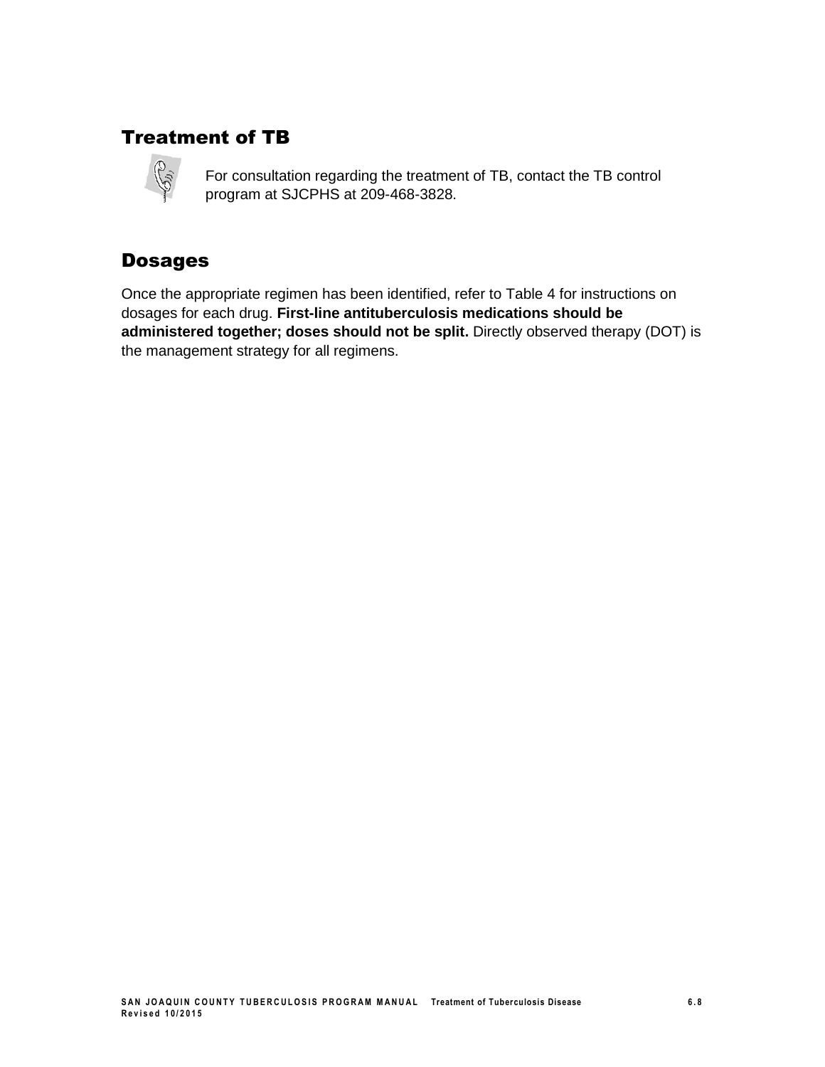## Treatment of TB

For consultation regarding the treatment of TB, contact the TB control program at SJCPHS at 209-468-3828.

## Dosages

Once the appropriate regimen has been identified, refer to Table 4 for instructions on dosages for each drug. **First-line antituberculosis medications should be administered together; doses should not be split.** Directly observed therapy (DOT) is the management strategy for all regimens.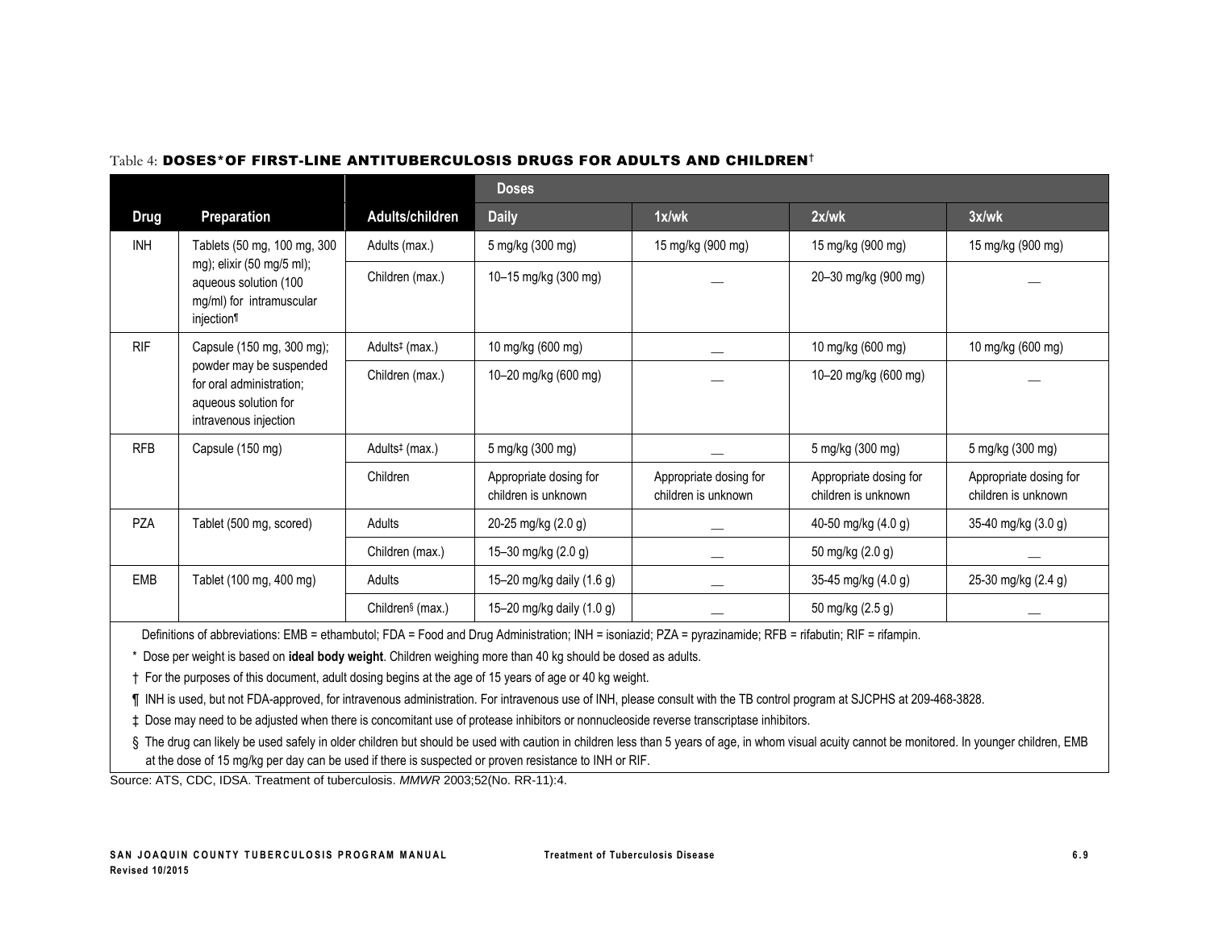Table 4: **DOSES*OF FIRST-LINE ANTITUBERCULOSIS DRUGS FOR ADULTS AND CHILDREN**†

| | | | Doses | | | |
|---|---|---|---|---|---|---|
| **Drug** | **Preparation** | **Adults/children** | **Daily** | **1x/wk** | **2x/wk** | **3x/wk** |
| INH | Tablets (50 mg, 100 mg, 300 mg); elixir (50 mg/5 ml); aqueous solution (100 mg/ml) for intramuscular injection¶ | Adults (max.) | 5 mg/kg (300 mg) | 15 mg/kg (900 mg) | 15 mg/kg (900 mg) | 15 mg/kg (900 mg) |
| | | Children (max.) | 10–15 mg/kg (300 mg) | — | 20–30 mg/kg (900 mg) | — |
| RIF | Capsule (150 mg, 300 mg); powder may be suspended for oral administration; aqueous solution for intravenous injection | Adults‡ (max.) | 10 mg/kg (600 mg) | — | 10 mg/kg (600 mg) | 10 mg/kg (600 mg) |
| | | Children (max.) | 10–20 mg/kg (600 mg) | — | 10–20 mg/kg (600 mg) | — |
| RFB | Capsule (150 mg) | Adults‡ (max.) | 5 mg/kg (300 mg) | — | 5 mg/kg (300 mg) | 5 mg/kg (300 mg) |
| | | Children | Appropriate dosing for children is unknown | Appropriate dosing for children is unknown | Appropriate dosing for children is unknown | Appropriate dosing for children is unknown |
| PZA | Tablet (500 mg, scored) | Adults | 20-25 mg/kg (2.0 g) | — | 40-50 mg/kg (4.0 g) | 35-40 mg/kg (3.0 g) |
| | | Children (max.) | 15–30 mg/kg (2.0 g) | — | 50 mg/kg (2.0 g) | — |
| EMB | Tablet (100 mg, 400 mg) | Adults | 15–20 mg/kg daily (1.6 g) | — | 35-45 mg/kg (4.0 g) | 25-30 mg/kg (2.4 g) |
| | | Children§ (max.) | 15–20 mg/kg daily (1.0 g) | — | 50 mg/kg (2.5 g) | — |

Definitions of abbreviations: EMB = ethambutol; FDA = Food and Drug Administration; INH = isoniazid; PZA = pyrazinamide; RFB = rifabutin; RIF = rifampin.

\* Dose per weight is based on **ideal body weight**. Children weighing more than 40 kg should be dosed as adults.

† For the purposes of this document, adult dosing begins at the age of 15 years of age or 40 kg weight.

¶ INH is used, but not FDA-approved, for intravenous administration. For intravenous use of INH, please consult with the TB control program at SJCPHS at 209-468-3828.

‡ Dose may need to be adjusted when there is concomitant use of protease inhibitors or nonnucleoside reverse transcriptase inhibitors.

§ The drug can likely be used safely in older children but should be used with caution in children less than 5 years of age, in whom visual acuity cannot be monitored. In younger children, EMB at the dose of 15 mg/kg per day can be used if there is suspected or proven resistance to INH or RIF.

Source: ATS, CDC, IDSA. Treatment of tuberculosis. *MMWR* 2003;52(No. RR-11):4.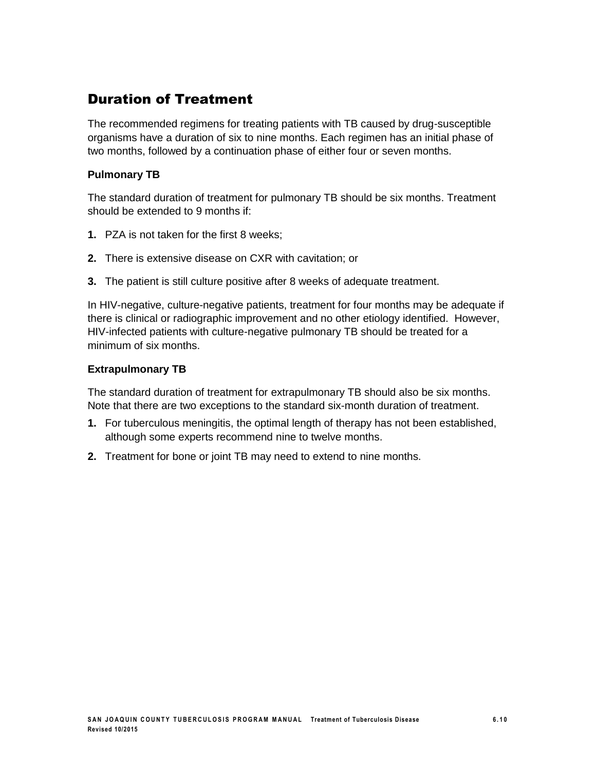## Duration of Treatment

The recommended regimens for treating patients with TB caused by drug-susceptible organisms have a duration of six to nine months. Each regimen has an initial phase of two months, followed by a continuation phase of either four or seven months.

### Pulmonary TB

The standard duration of treatment for pulmonary TB should be six months. Treatment should be extended to 9 months if:

1. PZA is not taken for the first 8 weeks;
2. There is extensive disease on CXR with cavitation; or
3. The patient is still culture positive after 8 weeks of adequate treatment.

In HIV-negative, culture-negative patients, treatment for four months may be adequate if there is clinical or radiographic improvement and no other etiology identified. However, HIV-infected patients with culture-negative pulmonary TB should be treated for a minimum of six months.

### Extrapulmonary TB

The standard duration of treatment for extrapulmonary TB should also be six months. Note that there are two exceptions to the standard six-month duration of treatment.

1. For tuberculous meningitis, the optimal length of therapy has not been established, although some experts recommend nine to twelve months.
2. Treatment for bone or joint TB may need to extend to nine months.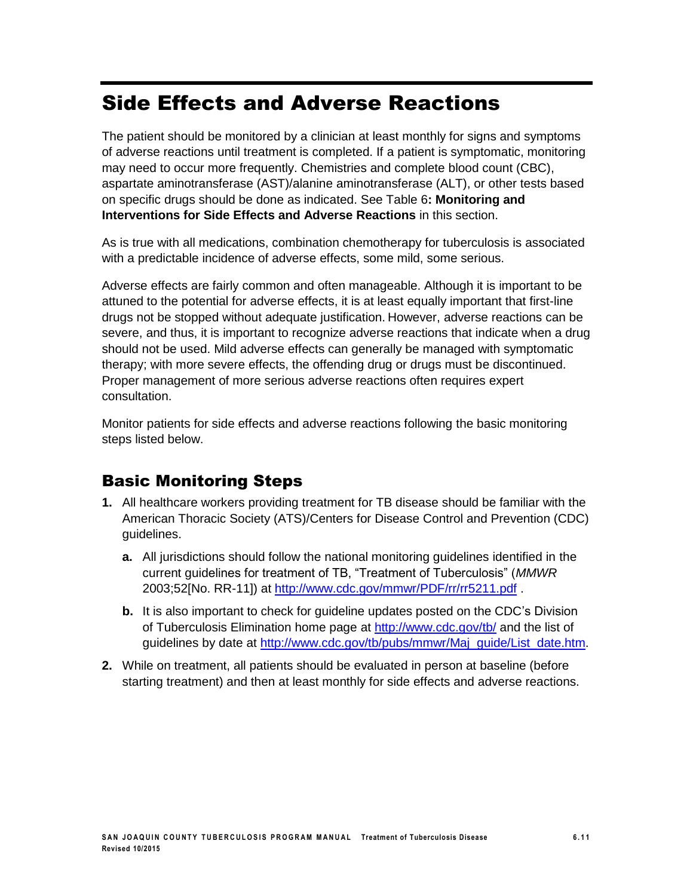# Side Effects and Adverse Reactions

The patient should be monitored by a clinician at least monthly for signs and symptoms of adverse reactions until treatment is completed. If a patient is symptomatic, monitoring may need to occur more frequently. Chemistries and complete blood count (CBC), aspartate aminotransferase (AST)/alanine aminotransferase (ALT), or other tests based on specific drugs should be done as indicated. See Table 6**: Monitoring and Interventions for Side Effects and Adverse Reactions** in this section.

As is true with all medications, combination chemotherapy for tuberculosis is associated with a predictable incidence of adverse effects, some mild, some serious.

Adverse effects are fairly common and often manageable. Although it is important to be attuned to the potential for adverse effects, it is at least equally important that first-line drugs not be stopped without adequate justification. However, adverse reactions can be severe, and thus, it is important to recognize adverse reactions that indicate when a drug should not be used. Mild adverse effects can generally be managed with symptomatic therapy; with more severe effects, the offending drug or drugs must be discontinued. Proper management of more serious adverse reactions often requires expert consultation.

Monitor patients for side effects and adverse reactions following the basic monitoring steps listed below.

## Basic Monitoring Steps

1. All healthcare workers providing treatment for TB disease should be familiar with the American Thoracic Society (ATS)/Centers for Disease Control and Prevention (CDC) guidelines.
   - **a.** All jurisdictions should follow the national monitoring guidelines identified in the current guidelines for treatment of TB, "Treatment of Tuberculosis" (*MMWR* 2003;52[No. RR-11]) at http://www.cdc.gov/mmwr/PDF/rr/rr5211.pdf .
   - **b.** It is also important to check for guideline updates posted on the CDC's Division of Tuberculosis Elimination home page at http://www.cdc.gov/tb/ and the list of guidelines by date at http://www.cdc.gov/tb/pubs/mmwr/Maj_guide/List_date.htm.
2. While on treatment, all patients should be evaluated in person at baseline (before starting treatment) and then at least monthly for side effects and adverse reactions.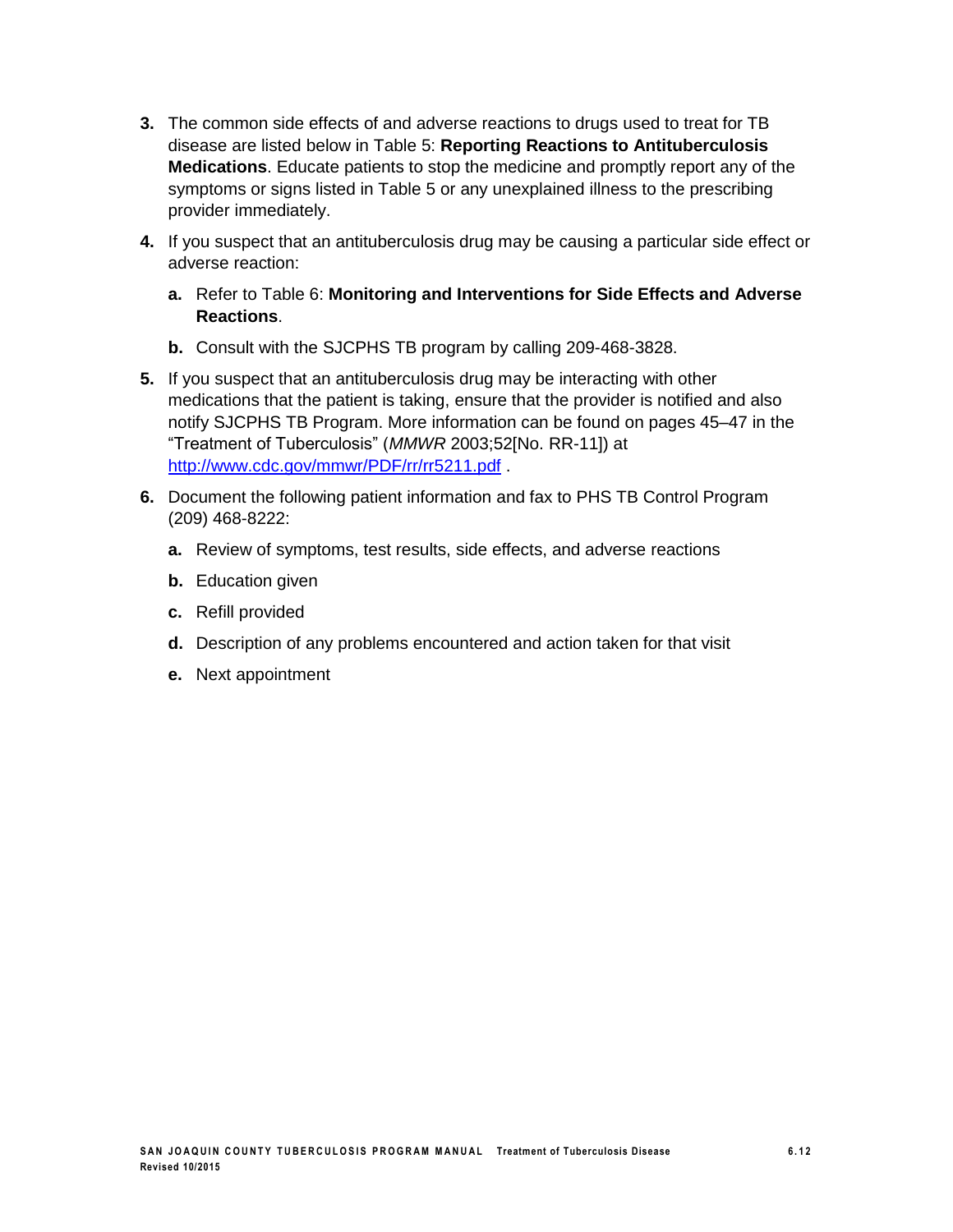3. The common side effects of and adverse reactions to drugs used to treat for TB disease are listed below in Table 5: **Reporting Reactions to Antituberculosis Medications**. Educate patients to stop the medicine and promptly report any of the symptoms or signs listed in Table 5 or any unexplained illness to the prescribing provider immediately.

4. If you suspect that an antituberculosis drug may be causing a particular side effect or adverse reaction:

   a. Refer to Table 6: **Monitoring and Interventions for Side Effects and Adverse Reactions**.

   b. Consult with the SJCPHS TB program by calling 209-468-3828.

5. If you suspect that an antituberculosis drug may be interacting with other medications that the patient is taking, ensure that the provider is notified and also notify SJCPHS TB Program. More information can be found on pages 45–47 in the "Treatment of Tuberculosis" (*MMWR* 2003;52[No. RR-11]) at http://www.cdc.gov/mmwr/PDF/rr/rr5211.pdf .

6. Document the following patient information and fax to PHS TB Control Program (209) 468-8222:

   a. Review of symptoms, test results, side effects, and adverse reactions

   b. Education given

   c. Refill provided

   d. Description of any problems encountered and action taken for that visit

   e. Next appointment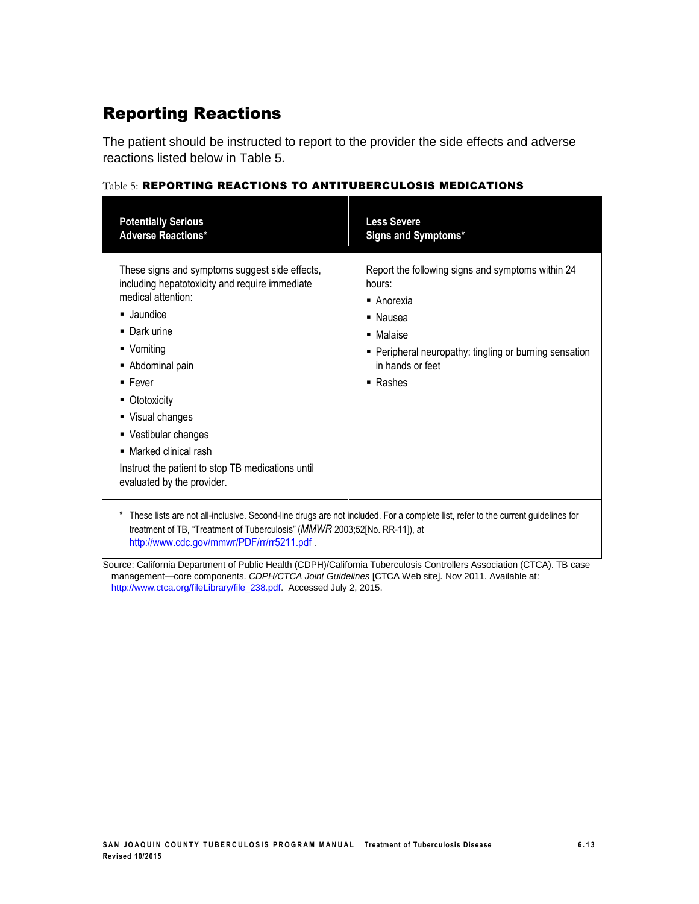## Reporting Reactions

The patient should be instructed to report to the provider the side effects and adverse reactions listed below in Table 5.

Table 5: **REPORTING REACTIONS TO ANTITUBERCULOSIS MEDICATIONS**

| Potentially Serious Adverse Reactions* | Less Severe Signs and Symptoms* |
|---|---|
| These signs and symptoms suggest side effects, including hepatotoxicity and require immediate medical attention:<br>▪ Jaundice<br>▪ Dark urine<br>▪ Vomiting<br>▪ Abdominal pain<br>▪ Fever<br>▪ Ototoxicity<br>▪ Visual changes<br>▪ Vestibular changes<br>▪ Marked clinical rash<br>Instruct the patient to stop TB medications until evaluated by the provider. | Report the following signs and symptoms within 24 hours:<br>▪ Anorexia<br>▪ Nausea<br>▪ Malaise<br>▪ Peripheral neuropathy: tingling or burning sensation in hands or feet<br>▪ Rashes |

\* These lists are not all-inclusive. Second-line drugs are not included. For a complete list, refer to the current guidelines for treatment of TB, "Treatment of Tuberculosis" (*MMWR* 2003;52[No. RR-11]), at http://www.cdc.gov/mmwr/PDF/rr/rr5211.pdf .

Source: California Department of Public Health (CDPH)/California Tuberculosis Controllers Association (CTCA). TB case management—core components. *CDPH/CTCA Joint Guidelines* [CTCA Web site]. Nov 2011. Available at: http://www.ctca.org/fileLibrary/file_238.pdf. Accessed July 2, 2015.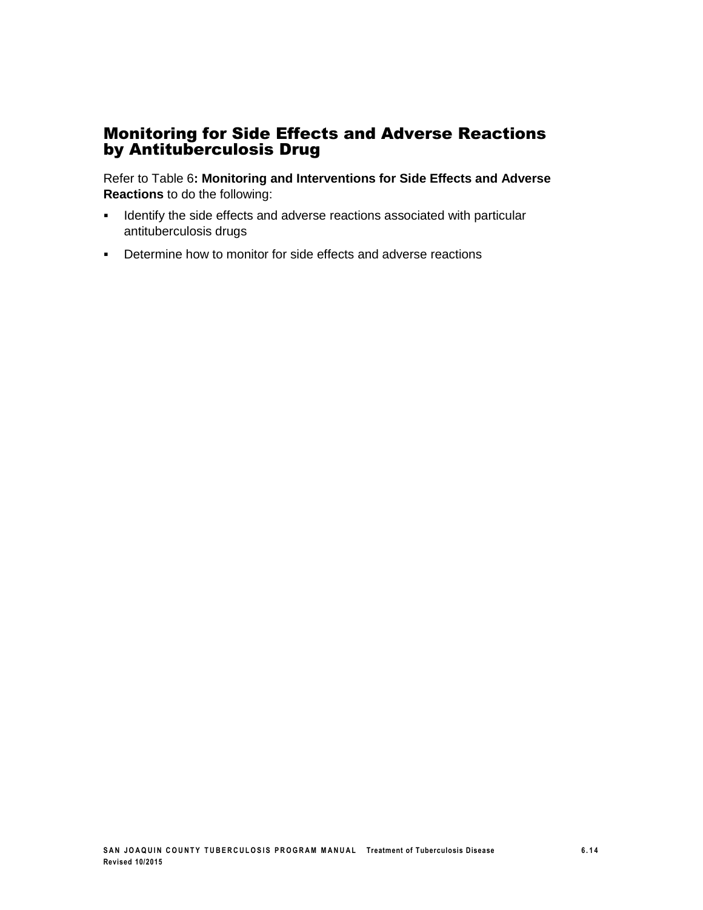## Monitoring for Side Effects and Adverse Reactions by Antituberculosis Drug

Refer to Table 6**: Monitoring and Interventions for Side Effects and Adverse Reactions** to do the following:

- Identify the side effects and adverse reactions associated with particular antituberculosis drugs
- Determine how to monitor for side effects and adverse reactions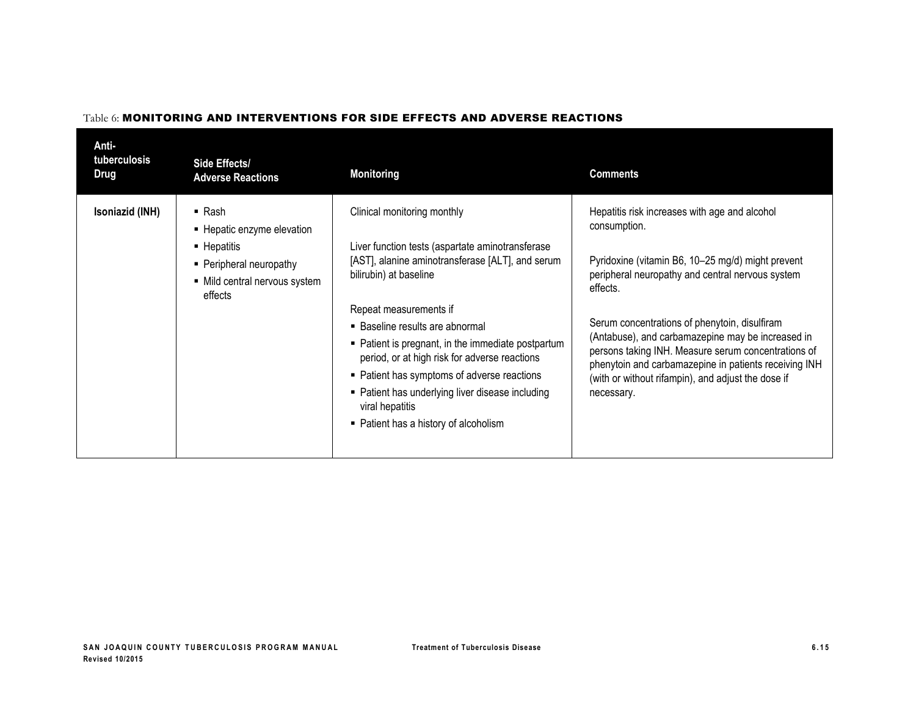Table 6: **MONITORING AND INTERVENTIONS FOR SIDE EFFECTS AND ADVERSE REACTIONS**

| Anti-tuberculosis Drug | Side Effects/ Adverse Reactions | Monitoring | Comments |
|---|---|---|---|
| **Isoniazid (INH)** | ▪ Rash<br>▪ Hepatic enzyme elevation<br>▪ Hepatitis<br>▪ Peripheral neuropathy<br>▪ Mild central nervous system effects | Clinical monitoring monthly<br><br>Liver function tests (aspartate aminotransferase [AST], alanine aminotransferase [ALT], and serum bilirubin) at baseline<br><br>Repeat measurements if<br>▪ Baseline results are abnormal<br>▪ Patient is pregnant, in the immediate postpartum period, or at high risk for adverse reactions<br>▪ Patient has symptoms of adverse reactions<br>▪ Patient has underlying liver disease including viral hepatitis<br>▪ Patient has a history of alcoholism | Hepatitis risk increases with age and alcohol consumption.<br><br>Pyridoxine (vitamin B6, 10–25 mg/d) might prevent peripheral neuropathy and central nervous system effects.<br><br>Serum concentrations of phenytoin, disulfiram (Antabuse), and carbamazepine may be increased in persons taking INH. Measure serum concentrations of phenytoin and carbamazepine in patients receiving INH (with or without rifampin), and adjust the dose if necessary. |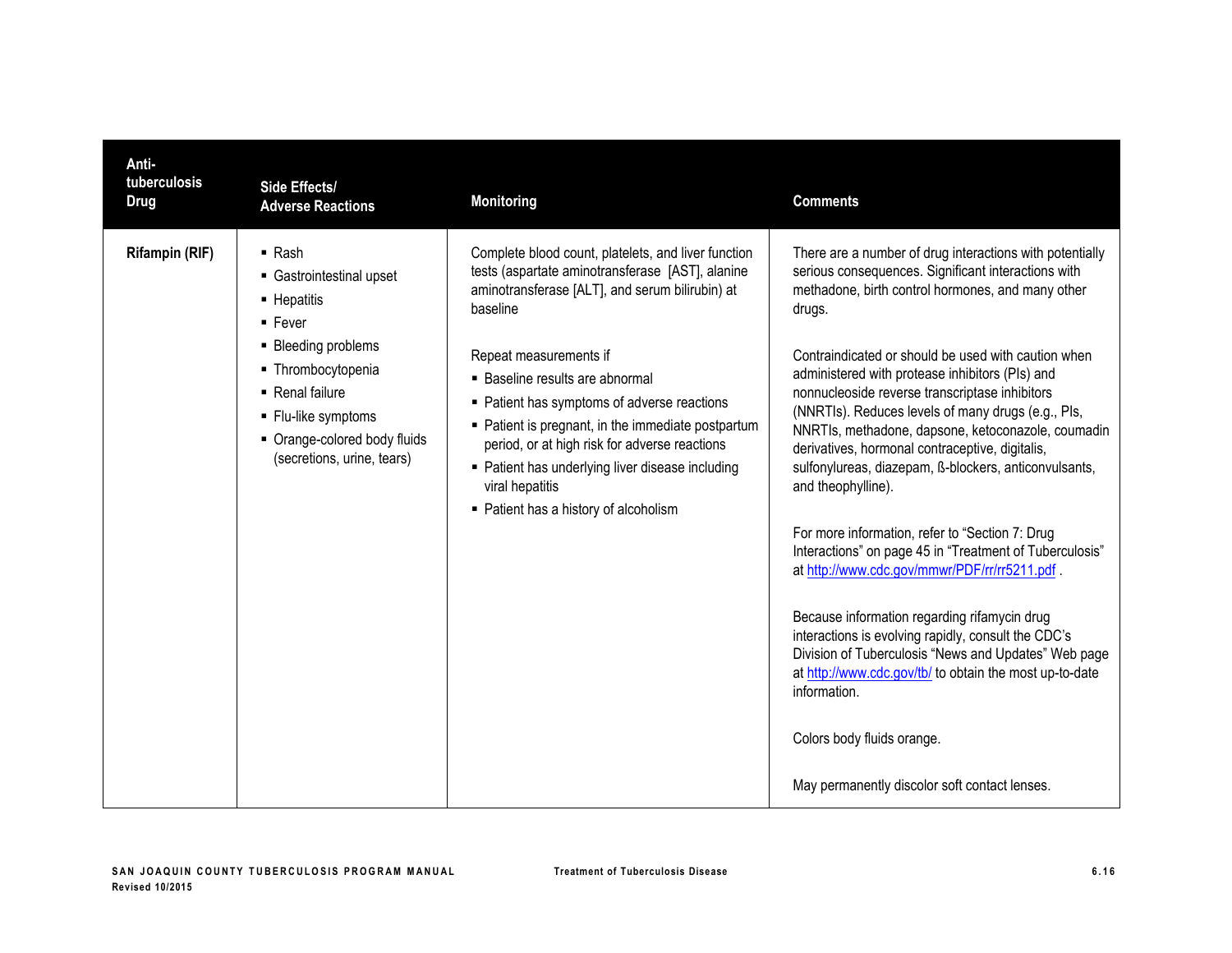| Anti-tuberculosis Drug | Side Effects/ Adverse Reactions | Monitoring | Comments |
|---|---|---|---|
| **Rifampin (RIF)** | ▪ Rash<br>▪ Gastrointestinal upset<br>▪ Hepatitis<br>▪ Fever<br>▪ Bleeding problems<br>▪ Thrombocytopenia<br>▪ Renal failure<br>▪ Flu-like symptoms<br>▪ Orange-colored body fluids (secretions, urine, tears) | Complete blood count, platelets, and liver function tests (aspartate aminotransferase [AST], alanine aminotransferase [ALT], and serum bilirubin) at baseline<br><br>Repeat measurements if<br>▪ Baseline results are abnormal<br>▪ Patient has symptoms of adverse reactions<br>▪ Patient is pregnant, in the immediate postpartum period, or at high risk for adverse reactions<br>▪ Patient has underlying liver disease including viral hepatitis<br>▪ Patient has a history of alcoholism | There are a number of drug interactions with potentially serious consequences. Significant interactions with methadone, birth control hormones, and many other drugs.<br><br>Contraindicated or should be used with caution when administered with protease inhibitors (PIs) and nonnucleoside reverse transcriptase inhibitors (NNRTIs). Reduces levels of many drugs (e.g., PIs, NNRTIs, methadone, dapsone, ketoconazole, coumadin derivatives, hormonal contraceptive, digitalis, sulfonylureas, diazepam, ß-blockers, anticonvulsants, and theophylline).<br><br>For more information, refer to "Section 7: Drug Interactions" on page 45 in "Treatment of Tuberculosis" at http://www.cdc.gov/mmwr/PDF/rr/rr5211.pdf .<br><br>Because information regarding rifamycin drug interactions is evolving rapidly, consult the CDC's Division of Tuberculosis "News and Updates" Web page at http://www.cdc.gov/tb/ to obtain the most up-to-date information.<br><br>Colors body fluids orange.<br><br>May permanently discolor soft contact lenses. |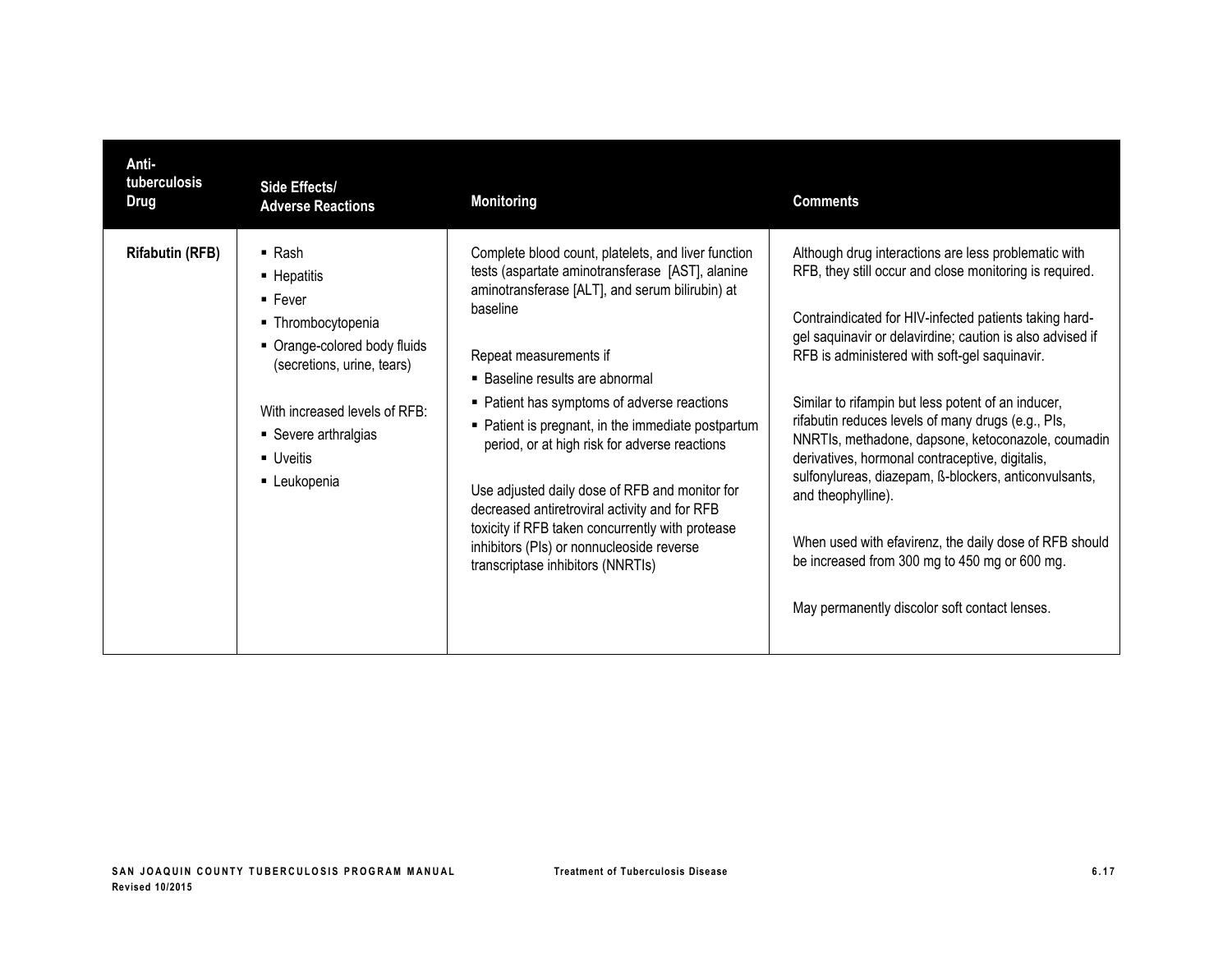| Anti-tuberculosis Drug | Side Effects/ Adverse Reactions | Monitoring | Comments |
|---|---|---|---|
| **Rifabutin (RFB)** | ▪ Rash<br>▪ Hepatitis<br>▪ Fever<br>▪ Thrombocytopenia<br>▪ Orange-colored body fluids (secretions, urine, tears)<br><br>With increased levels of RFB:<br>▪ Severe arthralgias<br>▪ Uveitis<br>▪ Leukopenia | Complete blood count, platelets, and liver function tests (aspartate aminotransferase [AST], alanine aminotransferase [ALT], and serum bilirubin) at baseline<br><br>Repeat measurements if<br>▪ Baseline results are abnormal<br>▪ Patient has symptoms of adverse reactions<br>▪ Patient is pregnant, in the immediate postpartum period, or at high risk for adverse reactions<br><br>Use adjusted daily dose of RFB and monitor for decreased antiretroviral activity and for RFB toxicity if RFB taken concurrently with protease inhibitors (PIs) or nonnucleoside reverse transcriptase inhibitors (NNRTIs) | Although drug interactions are less problematic with RFB, they still occur and close monitoring is required.<br><br>Contraindicated for HIV-infected patients taking hard-gel saquinavir or delavirdine; caution is also advised if RFB is administered with soft-gel saquinavir.<br><br>Similar to rifampin but less potent of an inducer, rifabutin reduces levels of many drugs (e.g., PIs, NNRTIs, methadone, dapsone, ketoconazole, coumadin derivatives, hormonal contraceptive, digitalis, sulfonylureas, diazepam, ß-blockers, anticonvulsants, and theophylline).<br><br>When used with efavirenz, the daily dose of RFB should be increased from 300 mg to 450 mg or 600 mg.<br><br>May permanently discolor soft contact lenses. |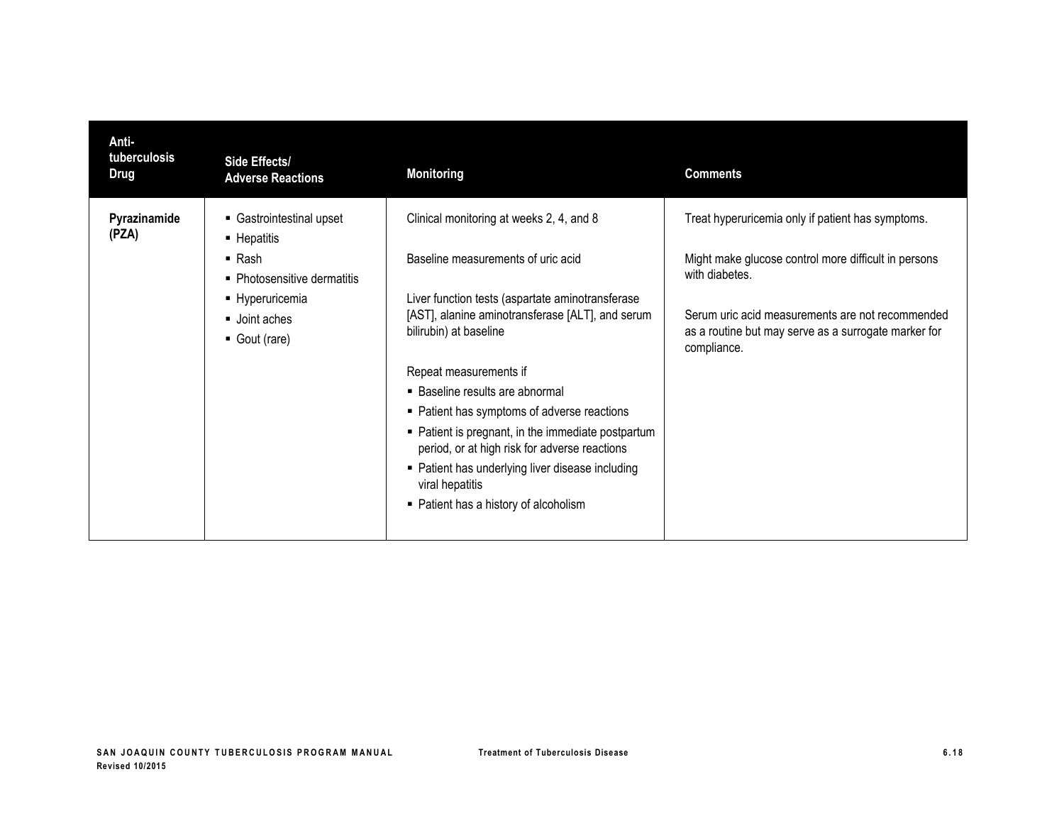| Anti-tuberculosis Drug | Side Effects/ Adverse Reactions | Monitoring | Comments |
|---|---|---|---|
| **Pyrazinamide (PZA)** | ▪ Gastrointestinal upset<br>▪ Hepatitis<br>▪ Rash<br>▪ Photosensitive dermatitis<br>▪ Hyperuricemia<br>▪ Joint aches<br>▪ Gout (rare) | Clinical monitoring at weeks 2, 4, and 8<br><br>Baseline measurements of uric acid<br><br>Liver function tests (aspartate aminotransferase [AST], alanine aminotransferase [ALT], and serum bilirubin) at baseline<br><br>Repeat measurements if<br>▪ Baseline results are abnormal<br>▪ Patient has symptoms of adverse reactions<br>▪ Patient is pregnant, in the immediate postpartum period, or at high risk for adverse reactions<br>▪ Patient has underlying liver disease including viral hepatitis<br>▪ Patient has a history of alcoholism | Treat hyperuricemia only if patient has symptoms.<br><br>Might make glucose control more difficult in persons with diabetes.<br><br>Serum uric acid measurements are not recommended as a routine but may serve as a surrogate marker for compliance. |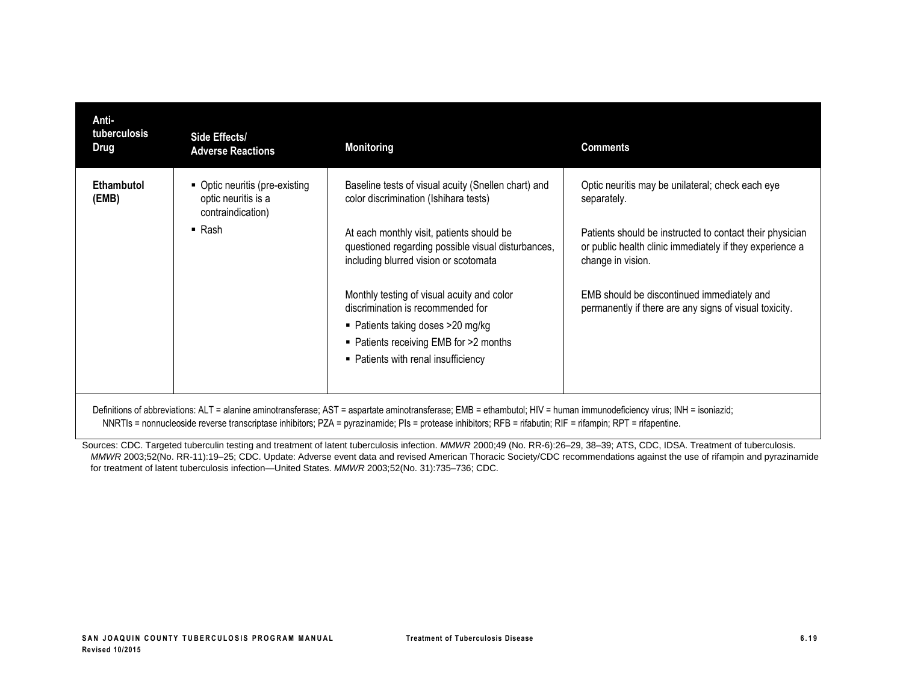| Anti-tuberculosis Drug | Side Effects/ Adverse Reactions | Monitoring | Comments |
|---|---|---|---|
| **Ethambutol (EMB)** | ▪ Optic neuritis (pre-existing optic neuritis is a contraindication)<br>▪ Rash | Baseline tests of visual acuity (Snellen chart) and color discrimination (Ishihara tests)<br><br>At each monthly visit, patients should be questioned regarding possible visual disturbances, including blurred vision or scotomata<br><br>Monthly testing of visual acuity and color discrimination is recommended for<br>▪ Patients taking doses >20 mg/kg<br>▪ Patients receiving EMB for >2 months<br>▪ Patients with renal insufficiency | Optic neuritis may be unilateral; check each eye separately.<br><br>Patients should be instructed to contact their physician or public health clinic immediately if they experience a change in vision.<br><br>EMB should be discontinued immediately and permanently if there are any signs of visual toxicity. |

Definitions of abbreviations: ALT = alanine aminotransferase; AST = aspartate aminotransferase; EMB = ethambutol; HIV = human immunodeficiency virus; INH = isoniazid; NNRTIs = nonnucleoside reverse transcriptase inhibitors; PZA = pyrazinamide; PIs = protease inhibitors; RFB = rifabutin; RIF = rifampin; RPT = rifapentine.

Sources: CDC. Targeted tuberculin testing and treatment of latent tuberculosis infection. *MMWR* 2000;49 (No. RR-6):26–29, 38–39; ATS, CDC, IDSA. Treatment of tuberculosis. *MMWR* 2003;52(No. RR-11):19–25; CDC. Update: Adverse event data and revised American Thoracic Society/CDC recommendations against the use of rifampin and pyrazinamide for treatment of latent tuberculosis infection—United States. *MMWR* 2003;52(No. 31):735–736; CDC.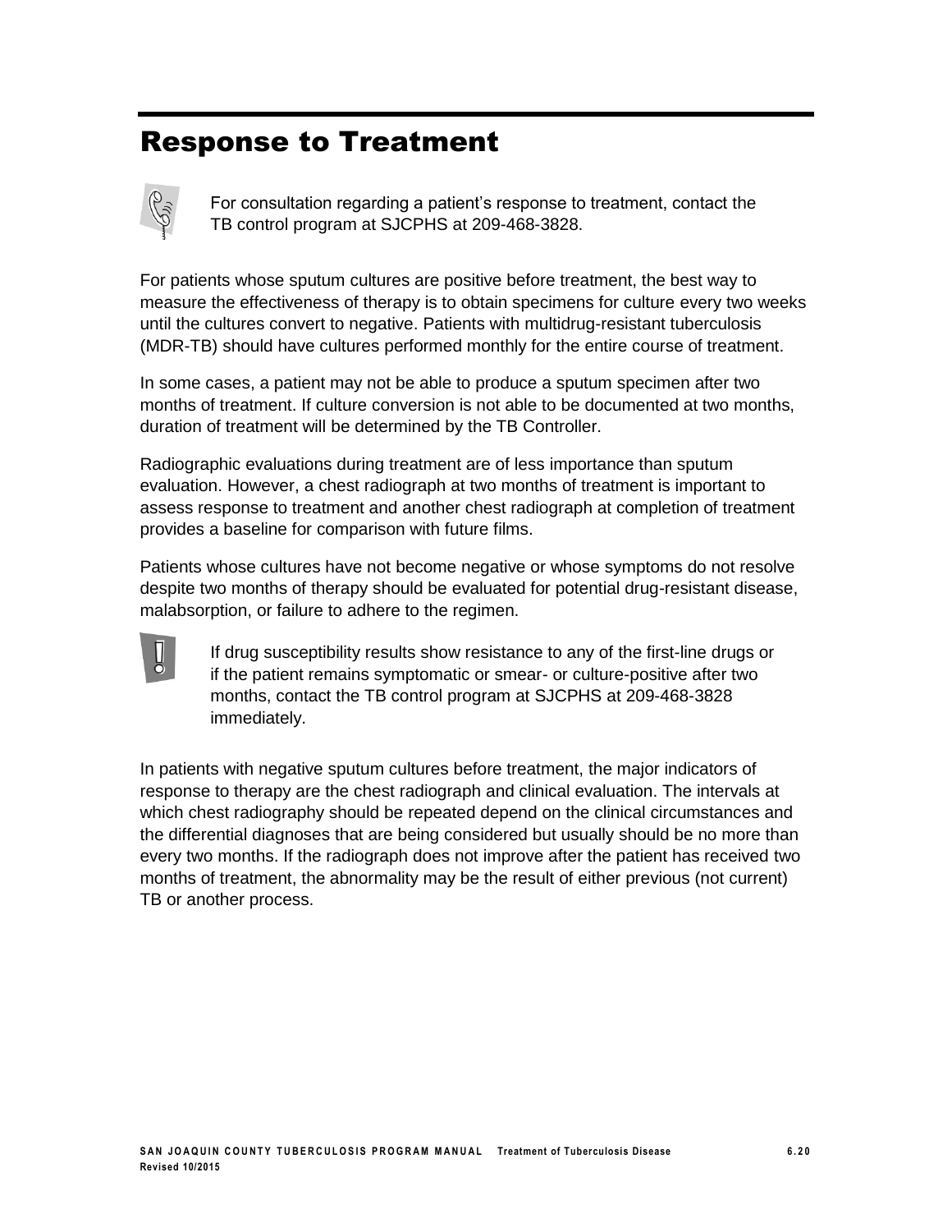# Response to Treatment

For consultation regarding a patient's response to treatment, contact the TB control program at SJCPHS at 209-468-3828.

For patients whose sputum cultures are positive before treatment, the best way to measure the effectiveness of therapy is to obtain specimens for culture every two weeks until the cultures convert to negative. Patients with multidrug-resistant tuberculosis (MDR-TB) should have cultures performed monthly for the entire course of treatment.

In some cases, a patient may not be able to produce a sputum specimen after two months of treatment. If culture conversion is not able to be documented at two months, duration of treatment will be determined by the TB Controller.

Radiographic evaluations during treatment are of less importance than sputum evaluation. However, a chest radiograph at two months of treatment is important to assess response to treatment and another chest radiograph at completion of treatment provides a baseline for comparison with future films.

Patients whose cultures have not become negative or whose symptoms do not resolve despite two months of therapy should be evaluated for potential drug-resistant disease, malabsorption, or failure to adhere to the regimen.

If drug susceptibility results show resistance to any of the first-line drugs or if the patient remains symptomatic or smear- or culture-positive after two months, contact the TB control program at SJCPHS at 209-468-3828 immediately.

In patients with negative sputum cultures before treatment, the major indicators of response to therapy are the chest radiograph and clinical evaluation. The intervals at which chest radiography should be repeated depend on the clinical circumstances and the differential diagnoses that are being considered but usually should be no more than every two months. If the radiograph does not improve after the patient has received two months of treatment, the abnormality may be the result of either previous (not current) TB or another process.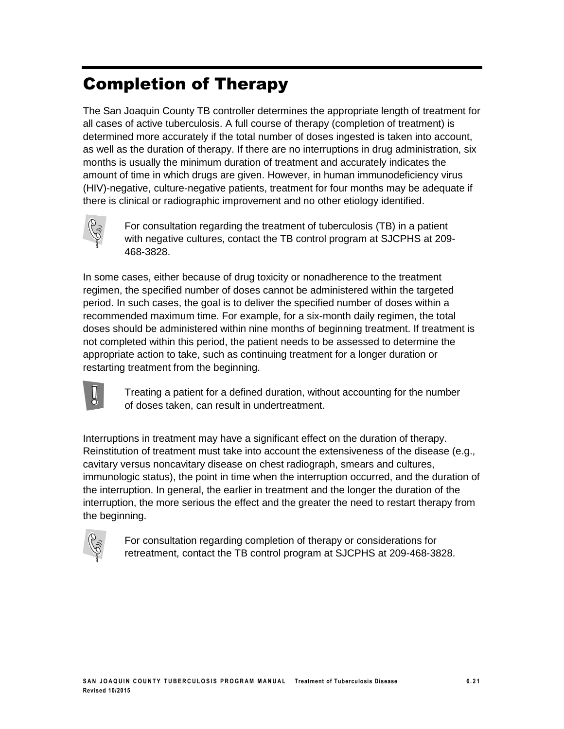# Completion of Therapy

The San Joaquin County TB controller determines the appropriate length of treatment for all cases of active tuberculosis. A full course of therapy (completion of treatment) is determined more accurately if the total number of doses ingested is taken into account, as well as the duration of therapy. If there are no interruptions in drug administration, six months is usually the minimum duration of treatment and accurately indicates the amount of time in which drugs are given. However, in human immunodeficiency virus (HIV)-negative, culture-negative patients, treatment for four months may be adequate if there is clinical or radiographic improvement and no other etiology identified.

For consultation regarding the treatment of tuberculosis (TB) in a patient with negative cultures, contact the TB control program at SJCPHS at 209-468-3828.

In some cases, either because of drug toxicity or nonadherence to the treatment regimen, the specified number of doses cannot be administered within the targeted period. In such cases, the goal is to deliver the specified number of doses within a recommended maximum time. For example, for a six-month daily regimen, the total doses should be administered within nine months of beginning treatment. If treatment is not completed within this period, the patient needs to be assessed to determine the appropriate action to take, such as continuing treatment for a longer duration or restarting treatment from the beginning.

Treating a patient for a defined duration, without accounting for the number of doses taken, can result in undertreatment.

Interruptions in treatment may have a significant effect on the duration of therapy. Reinstitution of treatment must take into account the extensiveness of the disease (e.g., cavitary versus noncavitary disease on chest radiograph, smears and cultures, immunologic status), the point in time when the interruption occurred, and the duration of the interruption. In general, the earlier in treatment and the longer the duration of the interruption, the more serious the effect and the greater the need to restart therapy from the beginning.

For consultation regarding completion of therapy or considerations for retreatment, contact the TB control program at SJCPHS at 209-468-3828.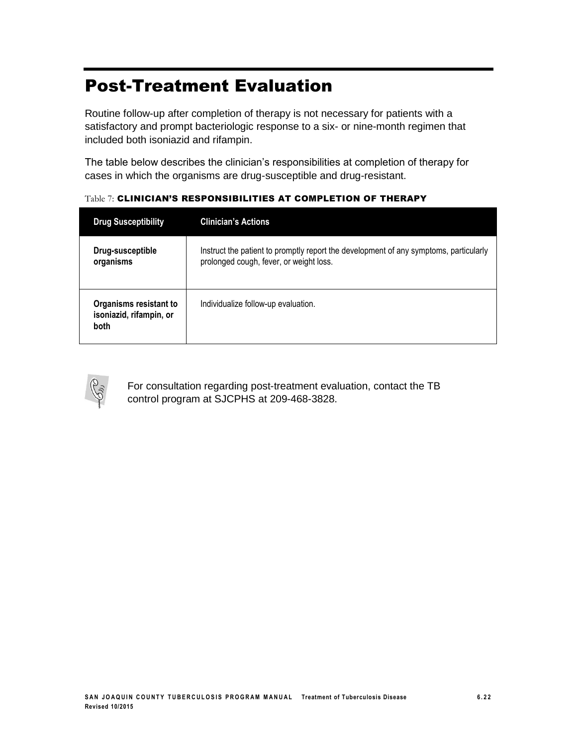# Post-Treatment Evaluation

Routine follow-up after completion of therapy is not necessary for patients with a satisfactory and prompt bacteriologic response to a six- or nine-month regimen that included both isoniazid and rifampin.

The table below describes the clinician's responsibilities at completion of therapy for cases in which the organisms are drug-susceptible and drug-resistant.

Table 7: **CLINICIAN'S RESPONSIBILITIES AT COMPLETION OF THERAPY**

| Drug Susceptibility | Clinician's Actions |
|---|---|
| **Drug-susceptible organisms** | Instruct the patient to promptly report the development of any symptoms, particularly prolonged cough, fever, or weight loss. |
| **Organisms resistant to isoniazid, rifampin, or both** | Individualize follow-up evaluation. |

For consultation regarding post-treatment evaluation, contact the TB control program at SJCPHS at 209-468-3828.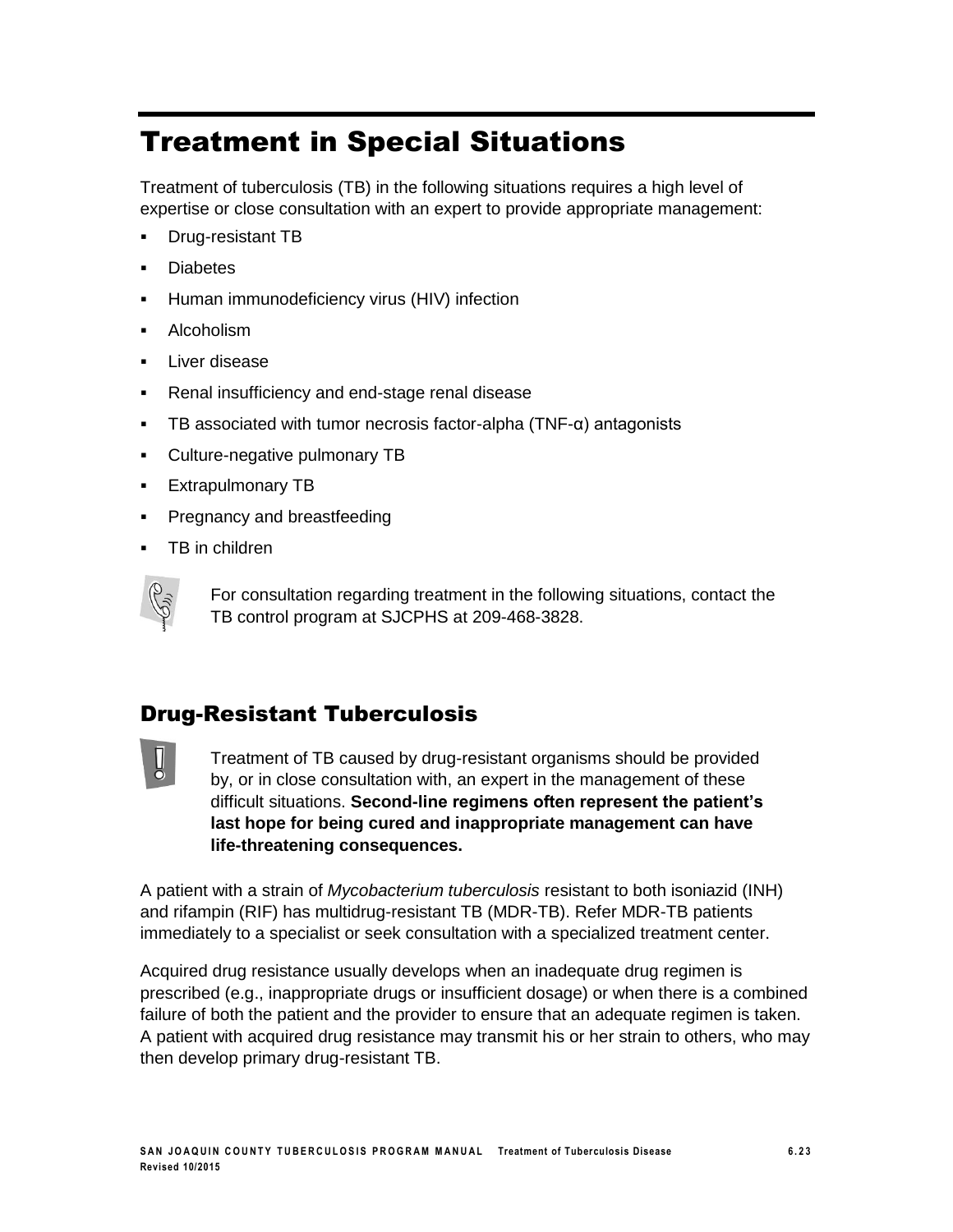# Treatment in Special Situations

Treatment of tuberculosis (TB) in the following situations requires a high level of expertise or close consultation with an expert to provide appropriate management:

- Drug-resistant TB
- Diabetes
- Human immunodeficiency virus (HIV) infection
- Alcoholism
- Liver disease
- Renal insufficiency and end-stage renal disease
- TB associated with tumor necrosis factor-alpha (TNF-α) antagonists
- Culture-negative pulmonary TB
- Extrapulmonary TB
- Pregnancy and breastfeeding
- TB in children

For consultation regarding treatment in the following situations, contact the TB control program at SJCPHS at 209-468-3828.

## Drug-Resistant Tuberculosis

Treatment of TB caused by drug-resistant organisms should be provided by, or in close consultation with, an expert in the management of these difficult situations. **Second-line regimens often represent the patient's last hope for being cured and inappropriate management can have life-threatening consequences.**

A patient with a strain of *Mycobacterium tuberculosis* resistant to both isoniazid (INH) and rifampin (RIF) has multidrug-resistant TB (MDR-TB). Refer MDR-TB patients immediately to a specialist or seek consultation with a specialized treatment center.

Acquired drug resistance usually develops when an inadequate drug regimen is prescribed (e.g., inappropriate drugs or insufficient dosage) or when there is a combined failure of both the patient and the provider to ensure that an adequate regimen is taken. A patient with acquired drug resistance may transmit his or her strain to others, who may then develop primary drug-resistant TB.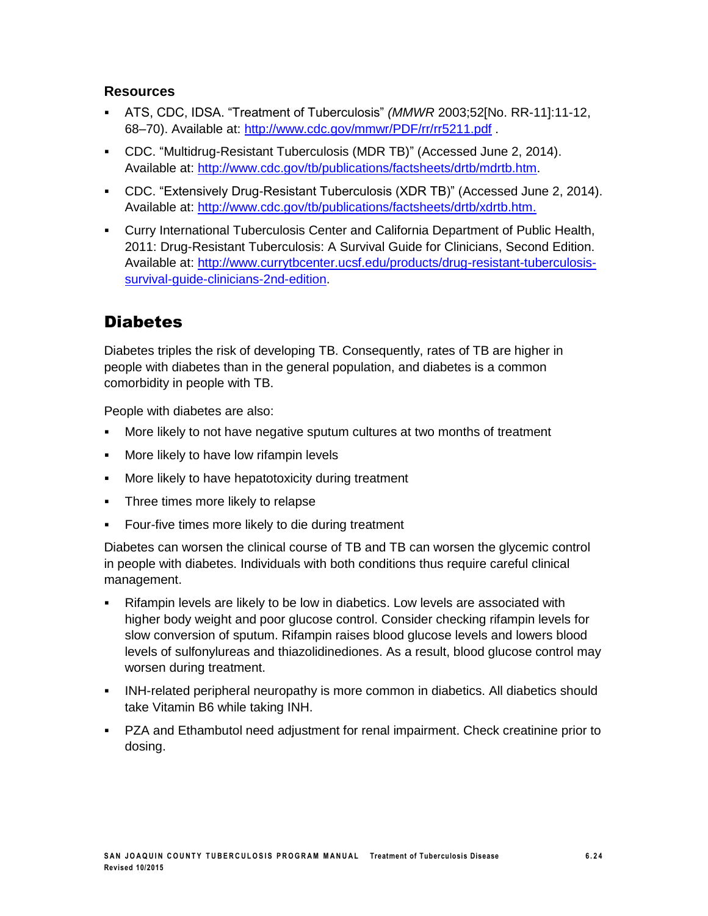### Resources

- ATS, CDC, IDSA. "Treatment of Tuberculosis" *(MMWR* 2003;52[No. RR-11]:11-12, 68–70). Available at: http://www.cdc.gov/mmwr/PDF/rr/rr5211.pdf .
- CDC. "Multidrug-Resistant Tuberculosis (MDR TB)" (Accessed June 2, 2014). Available at: http://www.cdc.gov/tb/publications/factsheets/drtb/mdrtb.htm.
- CDC. "Extensively Drug-Resistant Tuberculosis (XDR TB)" (Accessed June 2, 2014). Available at: http://www.cdc.gov/tb/publications/factsheets/drtb/xdrtb.htm.
- Curry International Tuberculosis Center and California Department of Public Health, 2011: Drug-Resistant Tuberculosis: A Survival Guide for Clinicians, Second Edition. Available at: http://www.currytbcenter.ucsf.edu/products/drug-resistant-tuberculosis-survival-guide-clinicians-2nd-edition.

## Diabetes

Diabetes triples the risk of developing TB. Consequently, rates of TB are higher in people with diabetes than in the general population, and diabetes is a common comorbidity in people with TB.

People with diabetes are also:

- More likely to not have negative sputum cultures at two months of treatment
- More likely to have low rifampin levels
- More likely to have hepatotoxicity during treatment
- Three times more likely to relapse
- Four-five times more likely to die during treatment

Diabetes can worsen the clinical course of TB and TB can worsen the glycemic control in people with diabetes. Individuals with both conditions thus require careful clinical management.

- Rifampin levels are likely to be low in diabetics. Low levels are associated with higher body weight and poor glucose control. Consider checking rifampin levels for slow conversion of sputum. Rifampin raises blood glucose levels and lowers blood levels of sulfonylureas and thiazolidinediones. As a result, blood glucose control may worsen during treatment.
- INH-related peripheral neuropathy is more common in diabetics. All diabetics should take Vitamin B6 while taking INH.
- PZA and Ethambutol need adjustment for renal impairment. Check creatinine prior to dosing.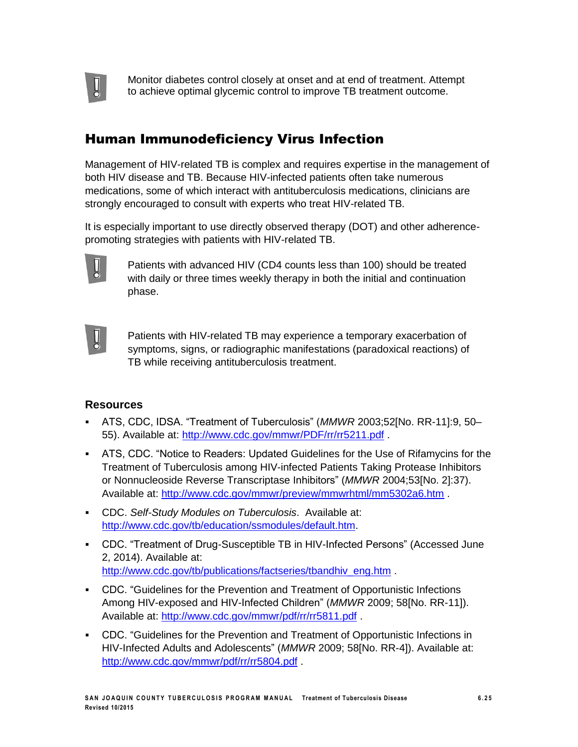Monitor diabetes control closely at onset and at end of treatment. Attempt to achieve optimal glycemic control to improve TB treatment outcome.

## Human Immunodeficiency Virus Infection

Management of HIV-related TB is complex and requires expertise in the management of both HIV disease and TB. Because HIV-infected patients often take numerous medications, some of which interact with antituberculosis medications, clinicians are strongly encouraged to consult with experts who treat HIV-related TB.

It is especially important to use directly observed therapy (DOT) and other adherence-promoting strategies with patients with HIV-related TB.

Patients with advanced HIV (CD4 counts less than 100) should be treated with daily or three times weekly therapy in both the initial and continuation phase.

Patients with HIV-related TB may experience a temporary exacerbation of symptoms, signs, or radiographic manifestations (paradoxical reactions) of TB while receiving antituberculosis treatment.

### Resources

- ATS, CDC, IDSA. "Treatment of Tuberculosis" (*MMWR* 2003;52[No. RR-11]:9, 50–55). Available at: http://www.cdc.gov/mmwr/PDF/rr/rr5211.pdf .
- ATS, CDC. "Notice to Readers: Updated Guidelines for the Use of Rifamycins for the Treatment of Tuberculosis among HIV-infected Patients Taking Protease Inhibitors or Nonnucleoside Reverse Transcriptase Inhibitors" (*MMWR* 2004;53[No. 2]:37). Available at: http://www.cdc.gov/mmwr/preview/mmwrhtml/mm5302a6.htm .
- CDC. *Self-Study Modules on Tuberculosis*. Available at: http://www.cdc.gov/tb/education/ssmodules/default.htm.
- CDC. "Treatment of Drug-Susceptible TB in HIV-Infected Persons" (Accessed June 2, 2014). Available at: http://www.cdc.gov/tb/publications/factseries/tbandhiv_eng.htm .
- CDC. "Guidelines for the Prevention and Treatment of Opportunistic Infections Among HIV-exposed and HIV-Infected Children" (*MMWR* 2009; 58[No. RR-11]). Available at: http://www.cdc.gov/mmwr/pdf/rr/rr5811.pdf .
- CDC. "Guidelines for the Prevention and Treatment of Opportunistic Infections in HIV-Infected Adults and Adolescents" (*MMWR* 2009; 58[No. RR-4]). Available at: http://www.cdc.gov/mmwr/pdf/rr/rr5804.pdf .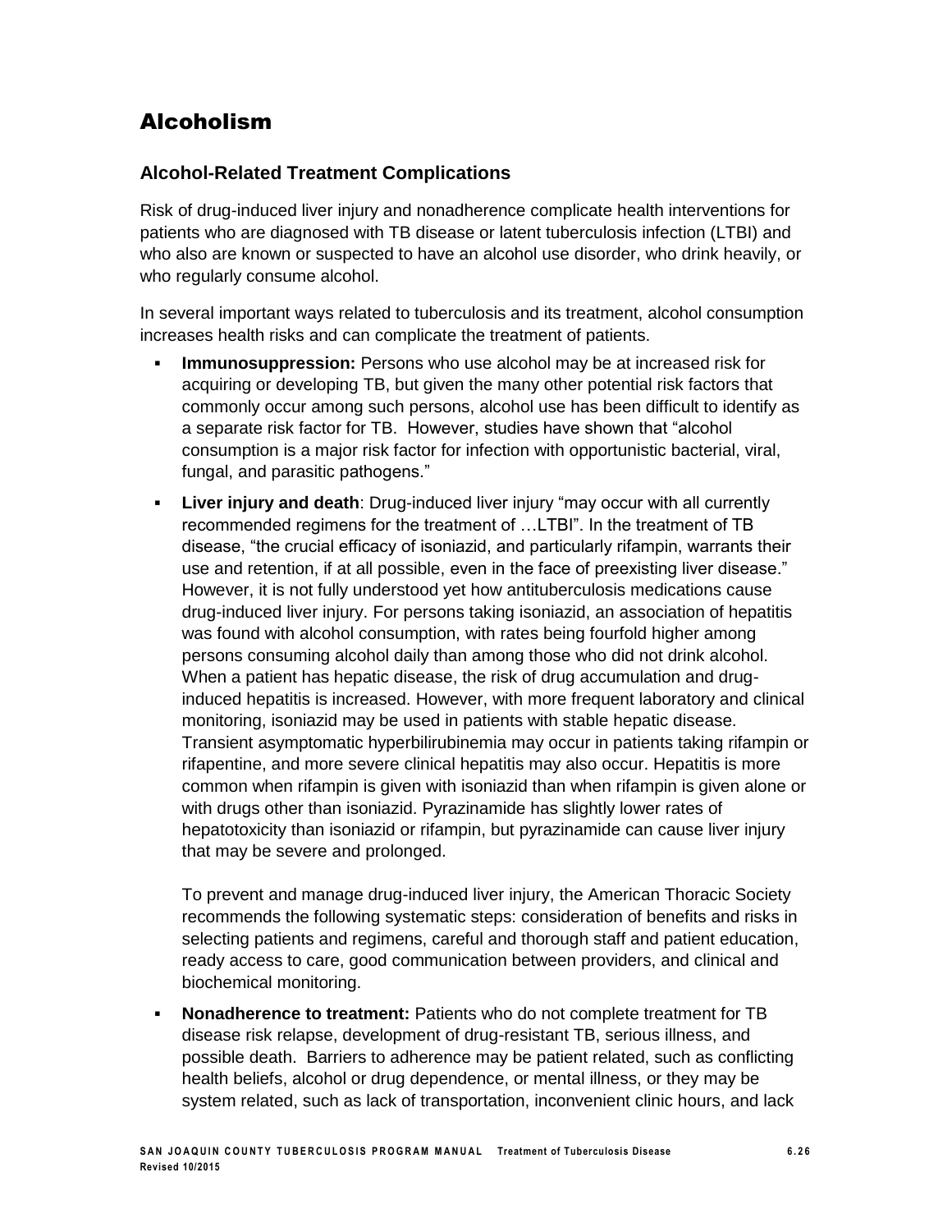# Alcoholism

## Alcohol-Related Treatment Complications

Risk of drug-induced liver injury and nonadherence complicate health interventions for patients who are diagnosed with TB disease or latent tuberculosis infection (LTBI) and who also are known or suspected to have an alcohol use disorder, who drink heavily, or who regularly consume alcohol.

In several important ways related to tuberculosis and its treatment, alcohol consumption increases health risks and can complicate the treatment of patients.

- **Immunosuppression:** Persons who use alcohol may be at increased risk for acquiring or developing TB, but given the many other potential risk factors that commonly occur among such persons, alcohol use has been difficult to identify as a separate risk factor for TB. However, studies have shown that "alcohol consumption is a major risk factor for infection with opportunistic bacterial, viral, fungal, and parasitic pathogens."
- **Liver injury and death**: Drug-induced liver injury "may occur with all currently recommended regimens for the treatment of …LTBI". In the treatment of TB disease, "the crucial efficacy of isoniazid, and particularly rifampin, warrants their use and retention, if at all possible, even in the face of preexisting liver disease." However, it is not fully understood yet how antituberculosis medications cause drug-induced liver injury. For persons taking isoniazid, an association of hepatitis was found with alcohol consumption, with rates being fourfold higher among persons consuming alcohol daily than among those who did not drink alcohol. When a patient has hepatic disease, the risk of drug accumulation and drug-induced hepatitis is increased. However, with more frequent laboratory and clinical monitoring, isoniazid may be used in patients with stable hepatic disease. Transient asymptomatic hyperbilirubinemia may occur in patients taking rifampin or rifapentine, and more severe clinical hepatitis may also occur. Hepatitis is more common when rifampin is given with isoniazid than when rifampin is given alone or with drugs other than isoniazid. Pyrazinamide has slightly lower rates of hepatotoxicity than isoniazid or rifampin, but pyrazinamide can cause liver injury that may be severe and prolonged.

  To prevent and manage drug-induced liver injury, the American Thoracic Society recommends the following systematic steps: consideration of benefits and risks in selecting patients and regimens, careful and thorough staff and patient education, ready access to care, good communication between providers, and clinical and biochemical monitoring.
- **Nonadherence to treatment:** Patients who do not complete treatment for TB disease risk relapse, development of drug-resistant TB, serious illness, and possible death. Barriers to adherence may be patient related, such as conflicting health beliefs, alcohol or drug dependence, or mental illness, or they may be system related, such as lack of transportation, inconvenient clinic hours, and lack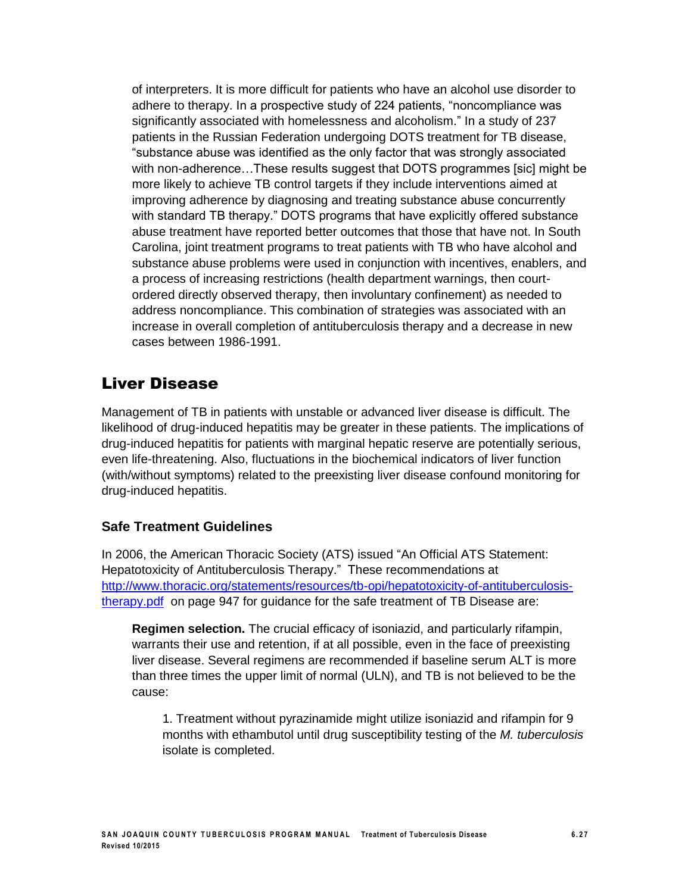of interpreters. It is more difficult for patients who have an alcohol use disorder to adhere to therapy. In a prospective study of 224 patients, "noncompliance was significantly associated with homelessness and alcoholism." In a study of 237 patients in the Russian Federation undergoing DOTS treatment for TB disease, "substance abuse was identified as the only factor that was strongly associated with non-adherence…These results suggest that DOTS programmes [sic] might be more likely to achieve TB control targets if they include interventions aimed at improving adherence by diagnosing and treating substance abuse concurrently with standard TB therapy." DOTS programs that have explicitly offered substance abuse treatment have reported better outcomes that those that have not. In South Carolina, joint treatment programs to treat patients with TB who have alcohol and substance abuse problems were used in conjunction with incentives, enablers, and a process of increasing restrictions (health department warnings, then court-ordered directly observed therapy, then involuntary confinement) as needed to address noncompliance. This combination of strategies was associated with an increase in overall completion of antituberculosis therapy and a decrease in new cases between 1986-1991.

## Liver Disease

Management of TB in patients with unstable or advanced liver disease is difficult. The likelihood of drug-induced hepatitis may be greater in these patients. The implications of drug-induced hepatitis for patients with marginal hepatic reserve are potentially serious, even life-threatening. Also, fluctuations in the biochemical indicators of liver function (with/without symptoms) related to the preexisting liver disease confound monitoring for drug-induced hepatitis.

### Safe Treatment Guidelines

In 2006, the American Thoracic Society (ATS) issued "An Official ATS Statement: Hepatotoxicity of Antituberculosis Therapy." These recommendations at [http://www.thoracic.org/statements/resources/tb-opi/hepatotoxicity-of-antituberculosis-therapy.pdf](http://www.thoracic.org/statements/resources/tb-opi/hepatotoxicity-of-antituberculosis-therapy.pdf) on page 947 for guidance for the safe treatment of TB Disease are:

**Regimen selection.** The crucial efficacy of isoniazid, and particularly rifampin, warrants their use and retention, if at all possible, even in the face of preexisting liver disease. Several regimens are recommended if baseline serum ALT is more than three times the upper limit of normal (ULN), and TB is not believed to be the cause:

1. Treatment without pyrazinamide might utilize isoniazid and rifampin for 9 months with ethambutol until drug susceptibility testing of the *M. tuberculosis* isolate is completed.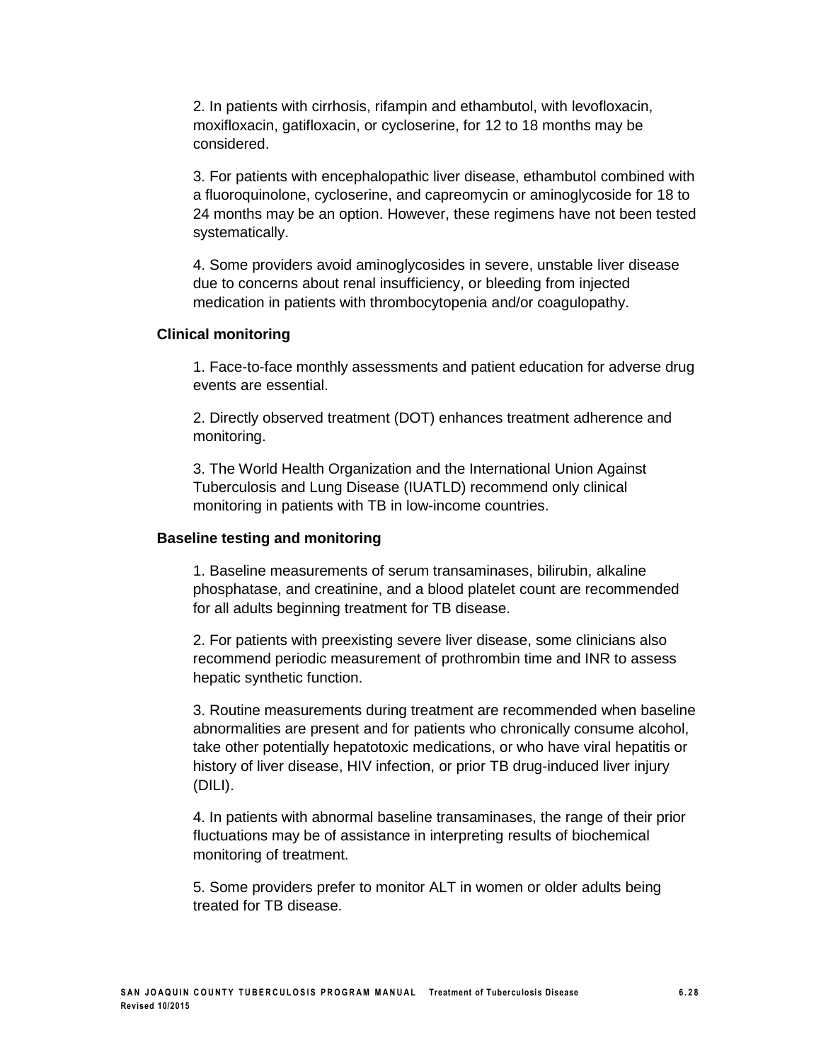2. In patients with cirrhosis, rifampin and ethambutol, with levofloxacin, moxifloxacin, gatifloxacin, or cycloserine, for 12 to 18 months may be considered.

3. For patients with encephalopathic liver disease, ethambutol combined with a fluoroquinolone, cycloserine, and capreomycin or aminoglycoside for 18 to 24 months may be an option. However, these regimens have not been tested systematically.

4. Some providers avoid aminoglycosides in severe, unstable liver disease due to concerns about renal insufficiency, or bleeding from injected medication in patients with thrombocytopenia and/or coagulopathy.

**Clinical monitoring**

1. Face-to-face monthly assessments and patient education for adverse drug events are essential.

2. Directly observed treatment (DOT) enhances treatment adherence and monitoring.

3. The World Health Organization and the International Union Against Tuberculosis and Lung Disease (IUATLD) recommend only clinical monitoring in patients with TB in low-income countries.

**Baseline testing and monitoring**

1. Baseline measurements of serum transaminases, bilirubin, alkaline phosphatase, and creatinine, and a blood platelet count are recommended for all adults beginning treatment for TB disease.

2. For patients with preexisting severe liver disease, some clinicians also recommend periodic measurement of prothrombin time and INR to assess hepatic synthetic function.

3. Routine measurements during treatment are recommended when baseline abnormalities are present and for patients who chronically consume alcohol, take other potentially hepatotoxic medications, or who have viral hepatitis or history of liver disease, HIV infection, or prior TB drug-induced liver injury (DILI).

4. In patients with abnormal baseline transaminases, the range of their prior fluctuations may be of assistance in interpreting results of biochemical monitoring of treatment.

5. Some providers prefer to monitor ALT in women or older adults being treated for TB disease.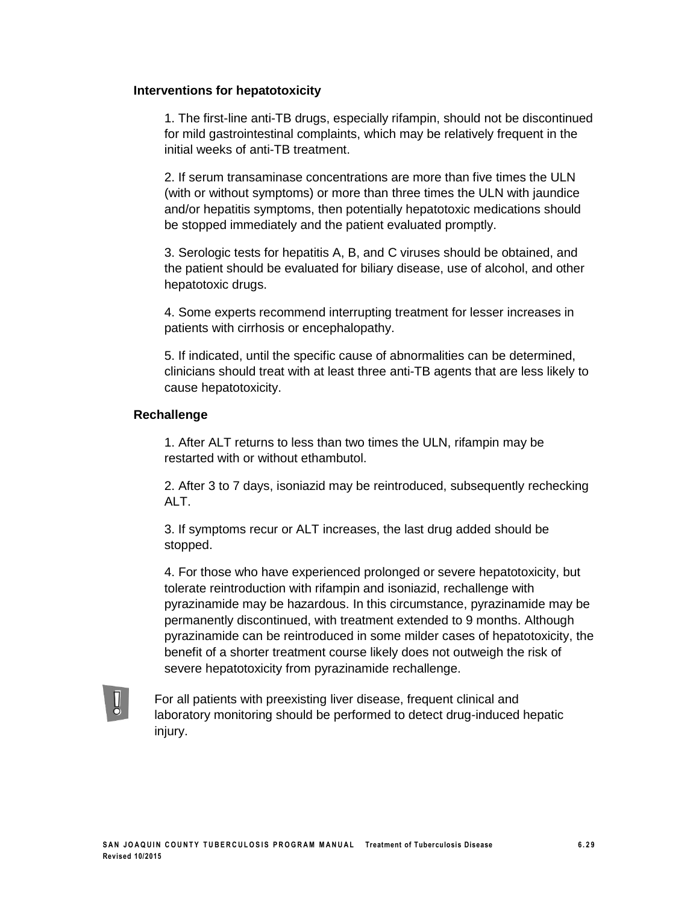**Interventions for hepatotoxicity**

1. The first-line anti-TB drugs, especially rifampin, should not be discontinued for mild gastrointestinal complaints, which may be relatively frequent in the initial weeks of anti-TB treatment.

2. If serum transaminase concentrations are more than five times the ULN (with or without symptoms) or more than three times the ULN with jaundice and/or hepatitis symptoms, then potentially hepatotoxic medications should be stopped immediately and the patient evaluated promptly.

3. Serologic tests for hepatitis A, B, and C viruses should be obtained, and the patient should be evaluated for biliary disease, use of alcohol, and other hepatotoxic drugs.

4. Some experts recommend interrupting treatment for lesser increases in patients with cirrhosis or encephalopathy.

5. If indicated, until the specific cause of abnormalities can be determined, clinicians should treat with at least three anti-TB agents that are less likely to cause hepatotoxicity.

**Rechallenge**

1. After ALT returns to less than two times the ULN, rifampin may be restarted with or without ethambutol.

2. After 3 to 7 days, isoniazid may be reintroduced, subsequently rechecking ALT.

3. If symptoms recur or ALT increases, the last drug added should be stopped.

4. For those who have experienced prolonged or severe hepatotoxicity, but tolerate reintroduction with rifampin and isoniazid, rechallenge with pyrazinamide may be hazardous. In this circumstance, pyrazinamide may be permanently discontinued, with treatment extended to 9 months. Although pyrazinamide can be reintroduced in some milder cases of hepatotoxicity, the benefit of a shorter treatment course likely does not outweigh the risk of severe hepatotoxicity from pyrazinamide rechallenge.

For all patients with preexisting liver disease, frequent clinical and laboratory monitoring should be performed to detect drug-induced hepatic injury.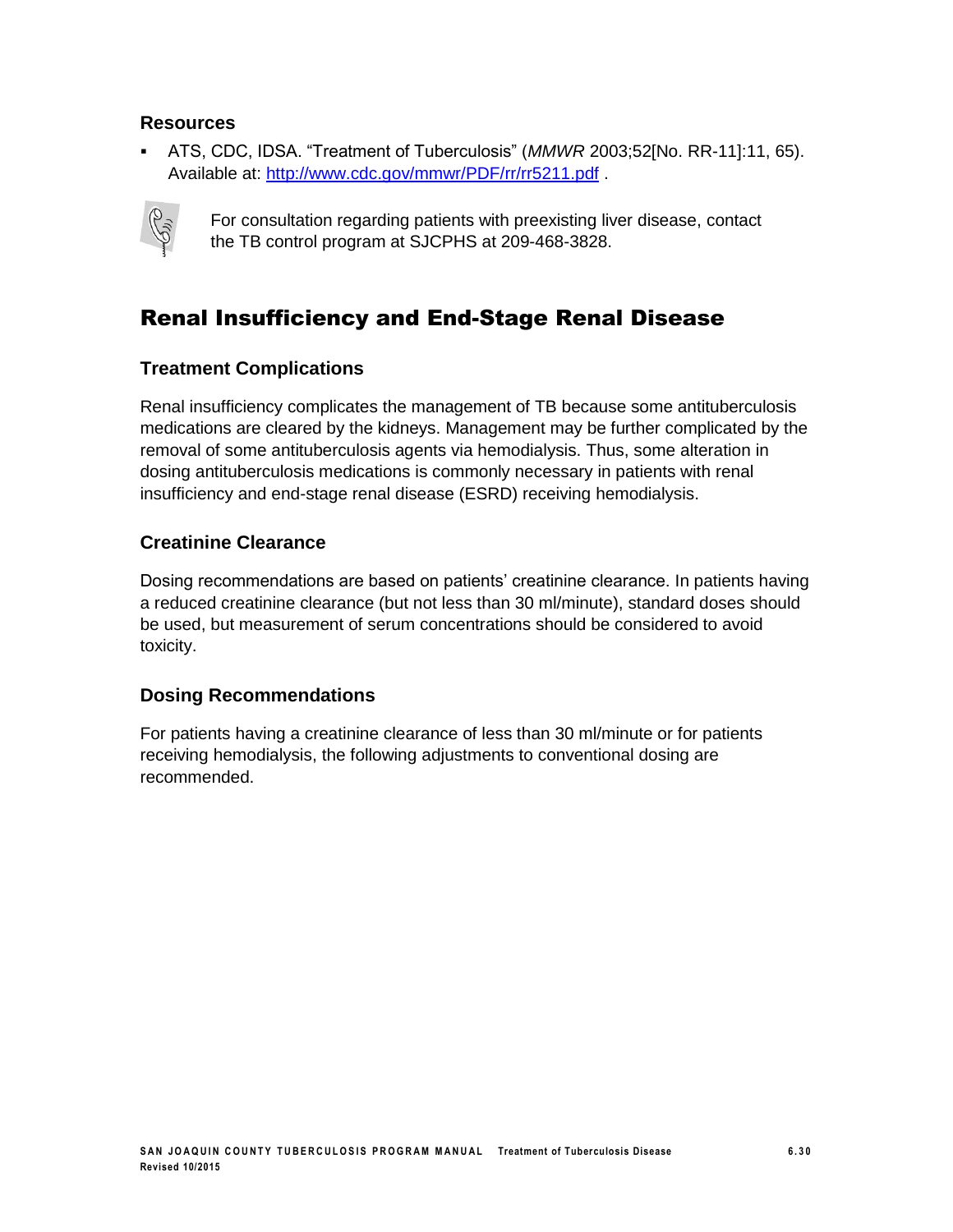### Resources

- ATS, CDC, IDSA. "Treatment of Tuberculosis" (*MMWR* 2003;52[No. RR-11]:11, 65). Available at: http://www.cdc.gov/mmwr/PDF/rr/rr5211.pdf .

For consultation regarding patients with preexisting liver disease, contact the TB control program at SJCPHS at 209-468-3828.

## Renal Insufficiency and End-Stage Renal Disease

### Treatment Complications

Renal insufficiency complicates the management of TB because some antituberculosis medications are cleared by the kidneys. Management may be further complicated by the removal of some antituberculosis agents via hemodialysis. Thus, some alteration in dosing antituberculosis medications is commonly necessary in patients with renal insufficiency and end-stage renal disease (ESRD) receiving hemodialysis.

### Creatinine Clearance

Dosing recommendations are based on patients' creatinine clearance. In patients having a reduced creatinine clearance (but not less than 30 ml/minute), standard doses should be used, but measurement of serum concentrations should be considered to avoid toxicity.

### Dosing Recommendations

For patients having a creatinine clearance of less than 30 ml/minute or for patients receiving hemodialysis, the following adjustments to conventional dosing are recommended.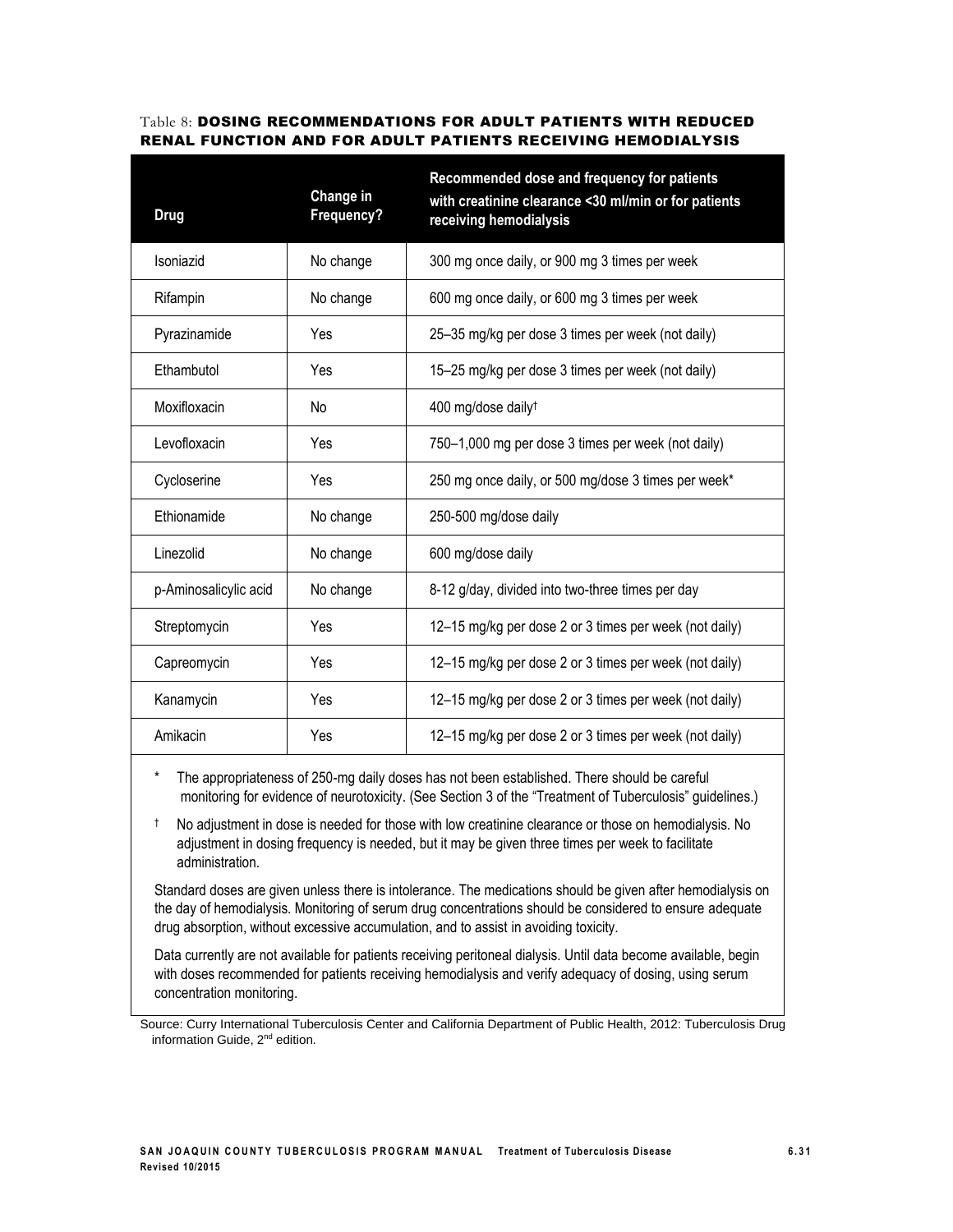Table 8: **DOSING RECOMMENDATIONS FOR ADULT PATIENTS WITH REDUCED RENAL FUNCTION AND FOR ADULT PATIENTS RECEIVING HEMODIALYSIS**

| Drug | Change in Frequency? | Recommended dose and frequency for patients with creatinine clearance <30 ml/min or for patients receiving hemodialysis |
|---|---|---|
| Isoniazid | No change | 300 mg once daily, or 900 mg 3 times per week |
| Rifampin | No change | 600 mg once daily, or 600 mg 3 times per week |
| Pyrazinamide | Yes | 25–35 mg/kg per dose 3 times per week (not daily) |
| Ethambutol | Yes | 15–25 mg/kg per dose 3 times per week (not daily) |
| Moxifloxacin | No | 400 mg/dose daily† |
| Levofloxacin | Yes | 750–1,000 mg per dose 3 times per week (not daily) |
| Cycloserine | Yes | 250 mg once daily, or 500 mg/dose 3 times per week* |
| Ethionamide | No change | 250-500 mg/dose daily |
| Linezolid | No change | 600 mg/dose daily |
| p-Aminosalicylic acid | No change | 8-12 g/day, divided into two-three times per day |
| Streptomycin | Yes | 12–15 mg/kg per dose 2 or 3 times per week (not daily) |
| Capreomycin | Yes | 12–15 mg/kg per dose 2 or 3 times per week (not daily) |
| Kanamycin | Yes | 12–15 mg/kg per dose 2 or 3 times per week (not daily) |
| Amikacin | Yes | 12–15 mg/kg per dose 2 or 3 times per week (not daily) |

\* The appropriateness of 250-mg daily doses has not been established. There should be careful monitoring for evidence of neurotoxicity. (See Section 3 of the "Treatment of Tuberculosis" guidelines.)

† No adjustment in dose is needed for those with low creatinine clearance or those on hemodialysis. No adjustment in dosing frequency is needed, but it may be given three times per week to facilitate administration.

Standard doses are given unless there is intolerance. The medications should be given after hemodialysis on the day of hemodialysis. Monitoring of serum drug concentrations should be considered to ensure adequate drug absorption, without excessive accumulation, and to assist in avoiding toxicity.

Data currently are not available for patients receiving peritoneal dialysis. Until data become available, begin with doses recommended for patients receiving hemodialysis and verify adequacy of dosing, using serum concentration monitoring.

Source: Curry International Tuberculosis Center and California Department of Public Health, 2012: Tuberculosis Drug information Guide, 2nd edition.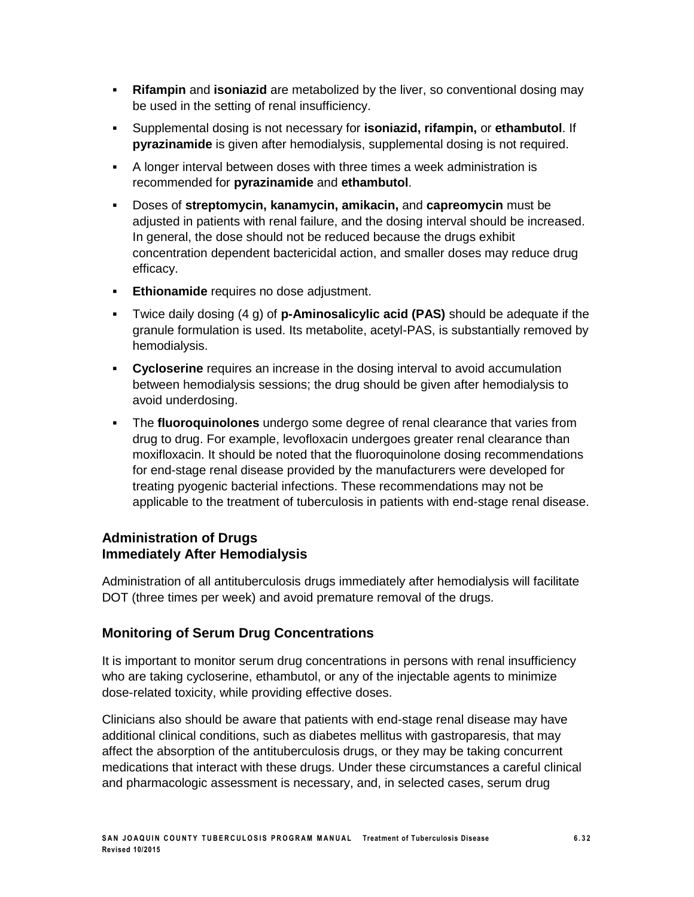- **Rifampin** and **isoniazid** are metabolized by the liver, so conventional dosing may be used in the setting of renal insufficiency.
- Supplemental dosing is not necessary for **isoniazid, rifampin,** or **ethambutol**. If **pyrazinamide** is given after hemodialysis, supplemental dosing is not required.
- A longer interval between doses with three times a week administration is recommended for **pyrazinamide** and **ethambutol**.
- Doses of **streptomycin, kanamycin, amikacin,** and **capreomycin** must be adjusted in patients with renal failure, and the dosing interval should be increased. In general, the dose should not be reduced because the drugs exhibit concentration dependent bactericidal action, and smaller doses may reduce drug efficacy.
- **Ethionamide** requires no dose adjustment.
- Twice daily dosing (4 g) of **p-Aminosalicylic acid (PAS)** should be adequate if the granule formulation is used. Its metabolite, acetyl-PAS, is substantially removed by hemodialysis.
- **Cycloserine** requires an increase in the dosing interval to avoid accumulation between hemodialysis sessions; the drug should be given after hemodialysis to avoid underdosing.
- The **fluoroquinolones** undergo some degree of renal clearance that varies from drug to drug. For example, levofloxacin undergoes greater renal clearance than moxifloxacin. It should be noted that the fluoroquinolone dosing recommendations for end-stage renal disease provided by the manufacturers were developed for treating pyogenic bacterial infections. These recommendations may not be applicable to the treatment of tuberculosis in patients with end-stage renal disease.

### Administration of Drugs Immediately After Hemodialysis

Administration of all antituberculosis drugs immediately after hemodialysis will facilitate DOT (three times per week) and avoid premature removal of the drugs.

### Monitoring of Serum Drug Concentrations

It is important to monitor serum drug concentrations in persons with renal insufficiency who are taking cycloserine, ethambutol, or any of the injectable agents to minimize dose-related toxicity, while providing effective doses.

Clinicians also should be aware that patients with end-stage renal disease may have additional clinical conditions, such as diabetes mellitus with gastroparesis, that may affect the absorption of the antituberculosis drugs, or they may be taking concurrent medications that interact with these drugs. Under these circumstances a careful clinical and pharmacologic assessment is necessary, and, in selected cases, serum drug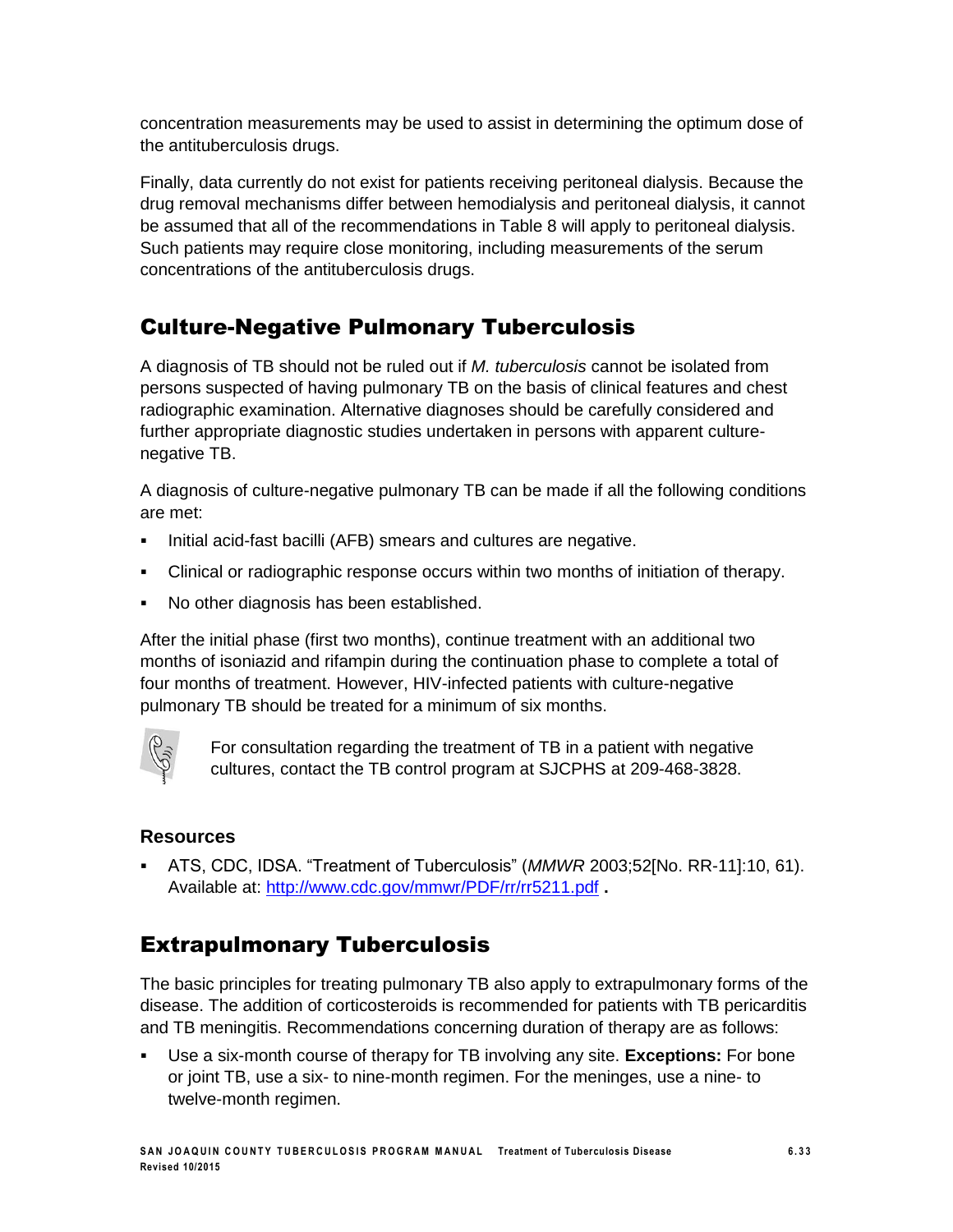concentration measurements may be used to assist in determining the optimum dose of the antituberculosis drugs.

Finally, data currently do not exist for patients receiving peritoneal dialysis. Because the drug removal mechanisms differ between hemodialysis and peritoneal dialysis, it cannot be assumed that all of the recommendations in Table 8 will apply to peritoneal dialysis. Such patients may require close monitoring, including measurements of the serum concentrations of the antituberculosis drugs.

## Culture-Negative Pulmonary Tuberculosis

A diagnosis of TB should not be ruled out if *M. tuberculosis* cannot be isolated from persons suspected of having pulmonary TB on the basis of clinical features and chest radiographic examination. Alternative diagnoses should be carefully considered and further appropriate diagnostic studies undertaken in persons with apparent culture-negative TB.

A diagnosis of culture-negative pulmonary TB can be made if all the following conditions are met:

- Initial acid-fast bacilli (AFB) smears and cultures are negative.
- Clinical or radiographic response occurs within two months of initiation of therapy.
- No other diagnosis has been established.

After the initial phase (first two months), continue treatment with an additional two months of isoniazid and rifampin during the continuation phase to complete a total of four months of treatment. However, HIV-infected patients with culture-negative pulmonary TB should be treated for a minimum of six months.

For consultation regarding the treatment of TB in a patient with negative cultures, contact the TB control program at SJCPHS at 209-468-3828.

### Resources

- ATS, CDC, IDSA. "Treatment of Tuberculosis" (*MMWR* 2003;52[No. RR-11]:10, 61). Available at: http://www.cdc.gov/mmwr/PDF/rr/rr5211.pdf **.**

## Extrapulmonary Tuberculosis

The basic principles for treating pulmonary TB also apply to extrapulmonary forms of the disease. The addition of corticosteroids is recommended for patients with TB pericarditis and TB meningitis. Recommendations concerning duration of therapy are as follows:

- Use a six-month course of therapy for TB involving any site. **Exceptions:** For bone or joint TB, use a six- to nine-month regimen. For the meninges, use a nine- to twelve-month regimen.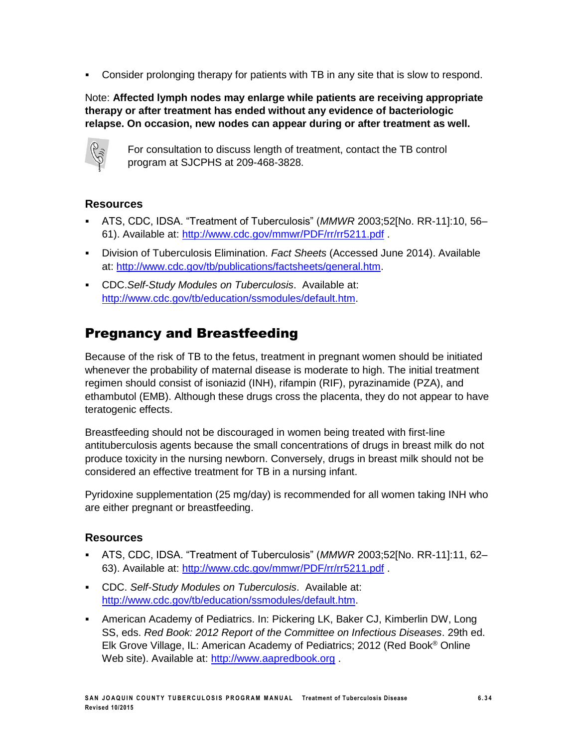- Consider prolonging therapy for patients with TB in any site that is slow to respond.

Note: **Affected lymph nodes may enlarge while patients are receiving appropriate therapy or after treatment has ended without any evidence of bacteriologic relapse. On occasion, new nodes can appear during or after treatment as well.**

For consultation to discuss length of treatment, contact the TB control program at SJCPHS at 209-468-3828.

### Resources

- ATS, CDC, IDSA. "Treatment of Tuberculosis" (*MMWR* 2003;52[No. RR-11]:10, 56–61). Available at: http://www.cdc.gov/mmwr/PDF/rr/rr5211.pdf .
- Division of Tuberculosis Elimination. *Fact Sheets* (Accessed June 2014). Available at: http://www.cdc.gov/tb/publications/factsheets/general.htm.
- CDC.*Self-Study Modules on Tuberculosis*. Available at: http://www.cdc.gov/tb/education/ssmodules/default.htm.

## Pregnancy and Breastfeeding

Because of the risk of TB to the fetus, treatment in pregnant women should be initiated whenever the probability of maternal disease is moderate to high. The initial treatment regimen should consist of isoniazid (INH), rifampin (RIF), pyrazinamide (PZA), and ethambutol (EMB). Although these drugs cross the placenta, they do not appear to have teratogenic effects.

Breastfeeding should not be discouraged in women being treated with first-line antituberculosis agents because the small concentrations of drugs in breast milk do not produce toxicity in the nursing newborn. Conversely, drugs in breast milk should not be considered an effective treatment for TB in a nursing infant.

Pyridoxine supplementation (25 mg/day) is recommended for all women taking INH who are either pregnant or breastfeeding.

### Resources

- ATS, CDC, IDSA. "Treatment of Tuberculosis" (*MMWR* 2003;52[No. RR-11]:11, 62–63). Available at: http://www.cdc.gov/mmwr/PDF/rr/rr5211.pdf .
- CDC. *Self-Study Modules on Tuberculosis*. Available at: http://www.cdc.gov/tb/education/ssmodules/default.htm.
- American Academy of Pediatrics. In: Pickering LK, Baker CJ, Kimberlin DW, Long SS, eds. *Red Book: 2012 Report of the Committee on Infectious Diseases*. 29th ed. Elk Grove Village, IL: American Academy of Pediatrics; 2012 (Red Book® Online Web site). Available at: http://www.aapredbook.org .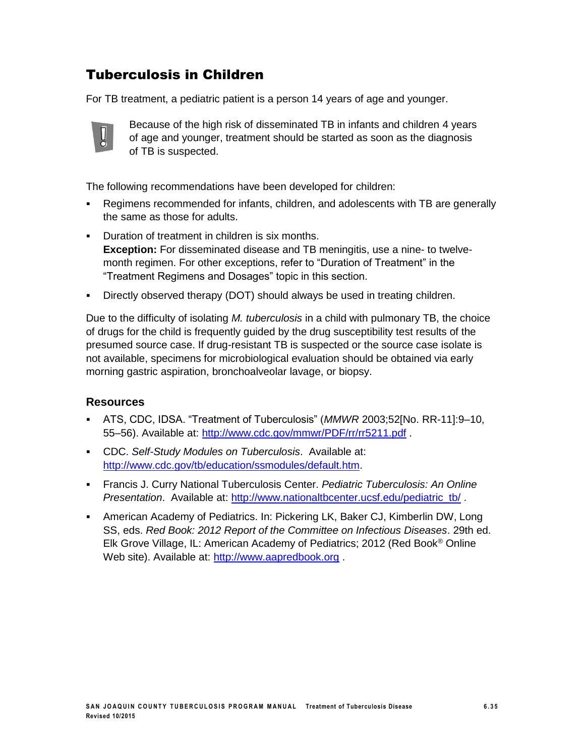## Tuberculosis in Children

For TB treatment, a pediatric patient is a person 14 years of age and younger.

Because of the high risk of disseminated TB in infants and children 4 years of age and younger, treatment should be started as soon as the diagnosis of TB is suspected.

The following recommendations have been developed for children:

- Regimens recommended for infants, children, and adolescents with TB are generally the same as those for adults.
- Duration of treatment in children is six months.
  **Exception:** For disseminated disease and TB meningitis, use a nine- to twelve-month regimen. For other exceptions, refer to "Duration of Treatment" in the "Treatment Regimens and Dosages" topic in this section.
- Directly observed therapy (DOT) should always be used in treating children.

Due to the difficulty of isolating *M. tuberculosis* in a child with pulmonary TB, the choice of drugs for the child is frequently guided by the drug susceptibility test results of the presumed source case. If drug-resistant TB is suspected or the source case isolate is not available, specimens for microbiological evaluation should be obtained via early morning gastric aspiration, bronchoalveolar lavage, or biopsy.

### Resources

- ATS, CDC, IDSA. "Treatment of Tuberculosis" (*MMWR* 2003;52[No. RR-11]:9–10, 55–56). Available at: http://www.cdc.gov/mmwr/PDF/rr/rr5211.pdf .
- CDC. *Self-Study Modules on Tuberculosis*. Available at: http://www.cdc.gov/tb/education/ssmodules/default.htm.
- Francis J. Curry National Tuberculosis Center. *Pediatric Tuberculosis: An Online Presentation*. Available at: http://www.nationaltbcenter.ucsf.edu/pediatric_tb/ .
- American Academy of Pediatrics. In: Pickering LK, Baker CJ, Kimberlin DW, Long SS, eds. *Red Book: 2012 Report of the Committee on Infectious Diseases*. 29th ed. Elk Grove Village, IL: American Academy of Pediatrics; 2012 (Red Book® Online Web site). Available at: http://www.aapredbook.org .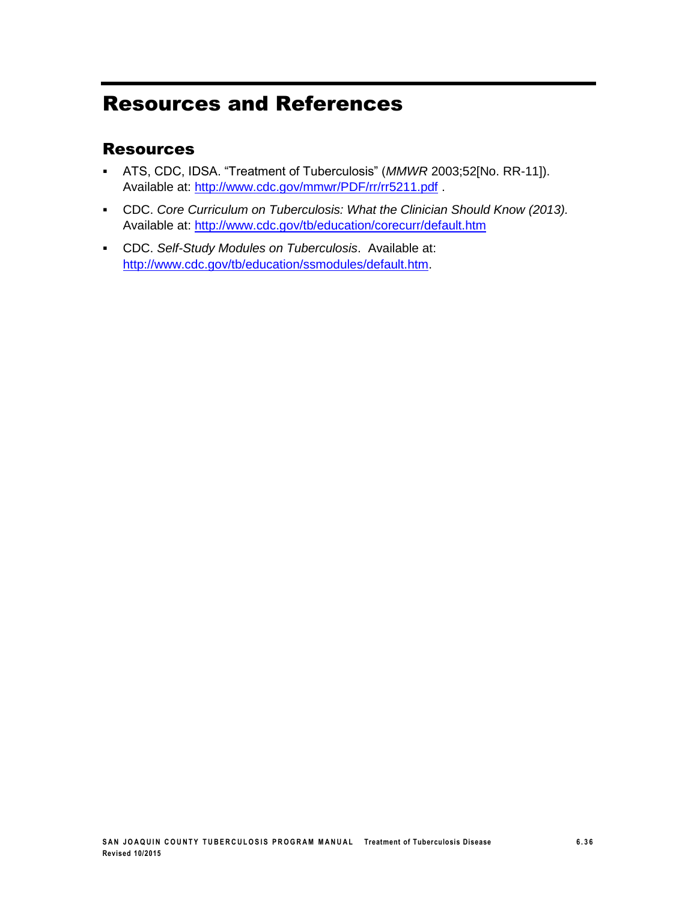# Resources and References

## Resources

- ATS, CDC, IDSA. "Treatment of Tuberculosis" (*MMWR* 2003;52[No. RR-11]). Available at: http://www.cdc.gov/mmwr/PDF/rr/rr5211.pdf .
- CDC. *Core Curriculum on Tuberculosis: What the Clinician Should Know (2013).* Available at: http://www.cdc.gov/tb/education/corecurr/default.htm
- CDC. *Self-Study Modules on Tuberculosis*. Available at: http://www.cdc.gov/tb/education/ssmodules/default.htm.